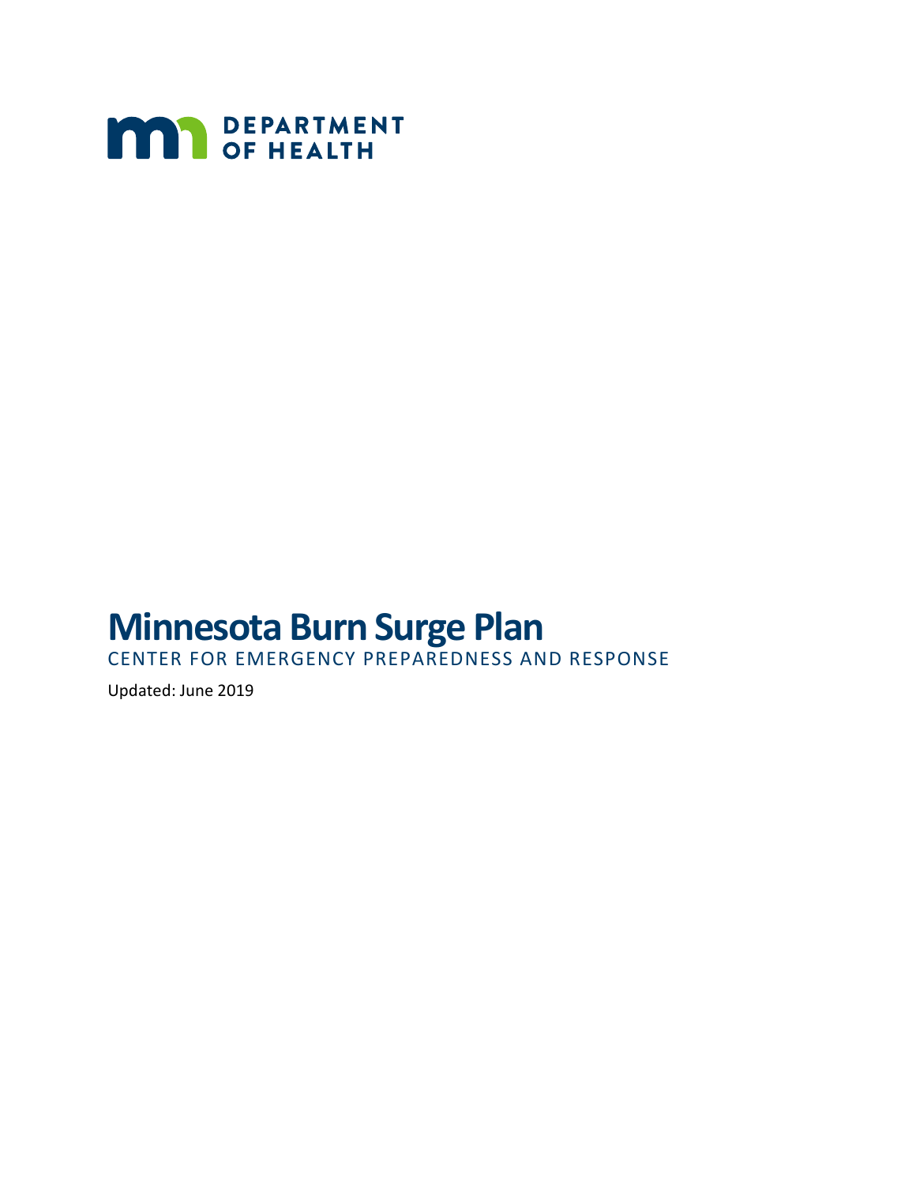DEPARTMENT OF HEALTH

# Minnesota Burn Surge Plan

CENTER FOR EMERGENCY PREPAREDNESS AND RESPONSE

Updated: June 2019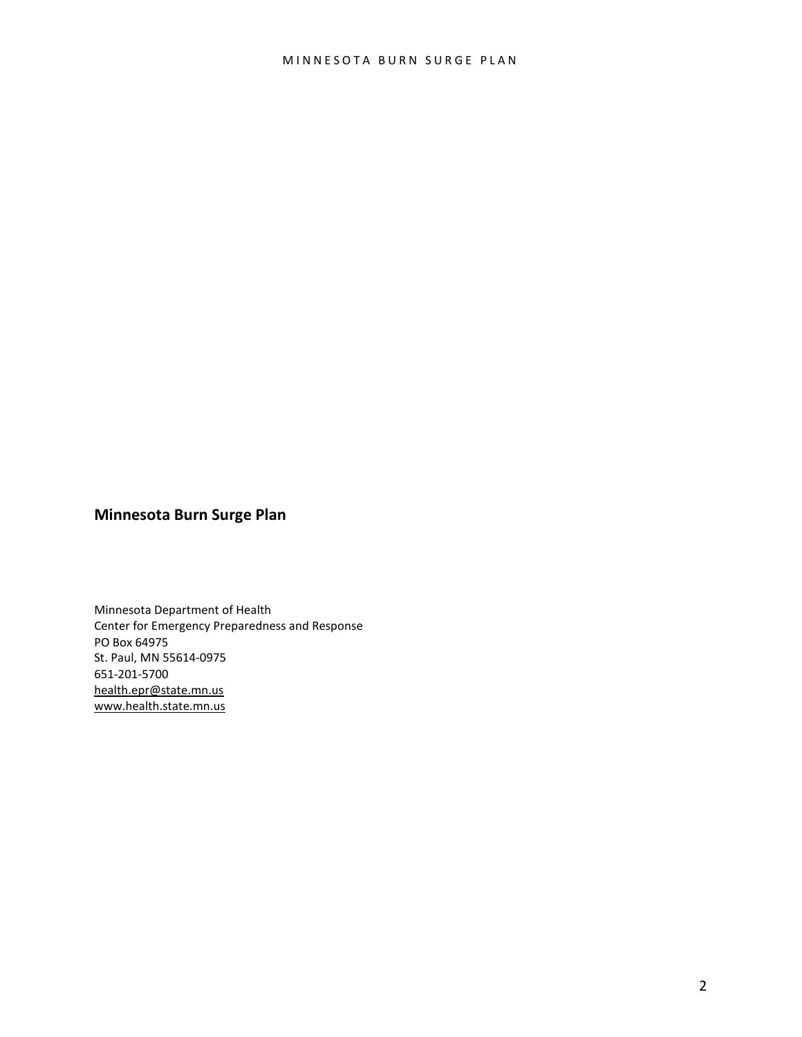## Minnesota Burn Surge Plan

Minnesota Department of Health
Center for Emergency Preparedness and Response
PO Box 64975
St. Paul, MN 55614-0975
651-201-5700
health.epr@state.mn.us
www.health.state.mn.us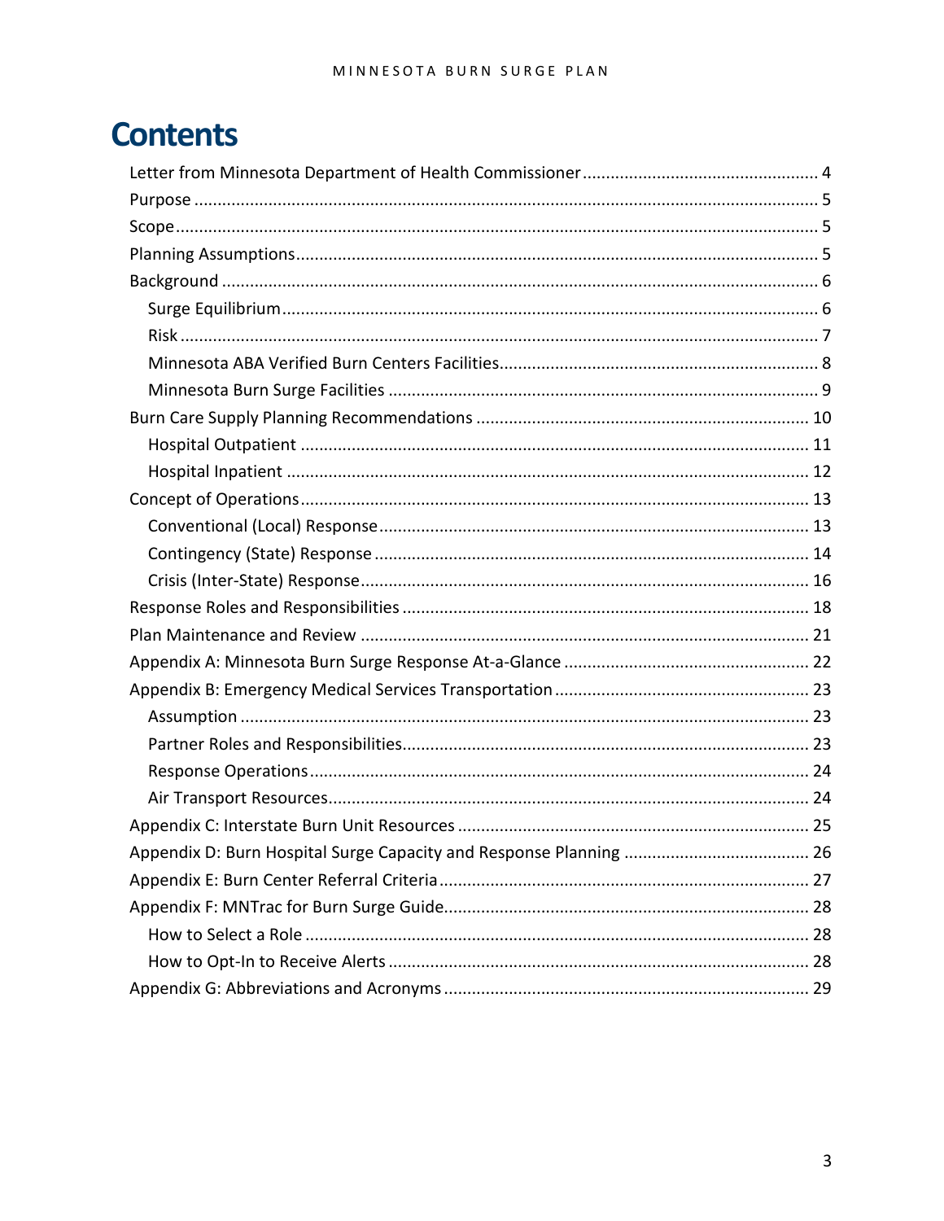# Contents

- Letter from Minnesota Department of Health Commissioner .... 4
- Purpose .... 5
- Scope .... 5
- Planning Assumptions .... 5
- Background .... 6
  - Surge Equilibrium .... 6
  - Risk .... 7
  - Minnesota ABA Verified Burn Centers Facilities .... 8
  - Minnesota Burn Surge Facilities .... 9
- Burn Care Supply Planning Recommendations .... 10
  - Hospital Outpatient .... 11
  - Hospital Inpatient .... 12
- Concept of Operations .... 13
  - Conventional (Local) Response .... 13
  - Contingency (State) Response .... 14
  - Crisis (Inter-State) Response .... 16
- Response Roles and Responsibilities .... 18
- Plan Maintenance and Review .... 21
- Appendix A: Minnesota Burn Surge Response At-a-Glance .... 22
- Appendix B: Emergency Medical Services Transportation .... 23
  - Assumption .... 23
  - Partner Roles and Responsibilities .... 23
  - Response Operations .... 24
  - Air Transport Resources .... 24
- Appendix C: Interstate Burn Unit Resources .... 25
- Appendix D: Burn Hospital Surge Capacity and Response Planning .... 26
- Appendix E: Burn Center Referral Criteria .... 27
- Appendix F: MNTrac for Burn Surge Guide .... 28
  - How to Select a Role .... 28
  - How to Opt-In to Receive Alerts .... 28
- Appendix G: Abbreviations and Acronyms .... 29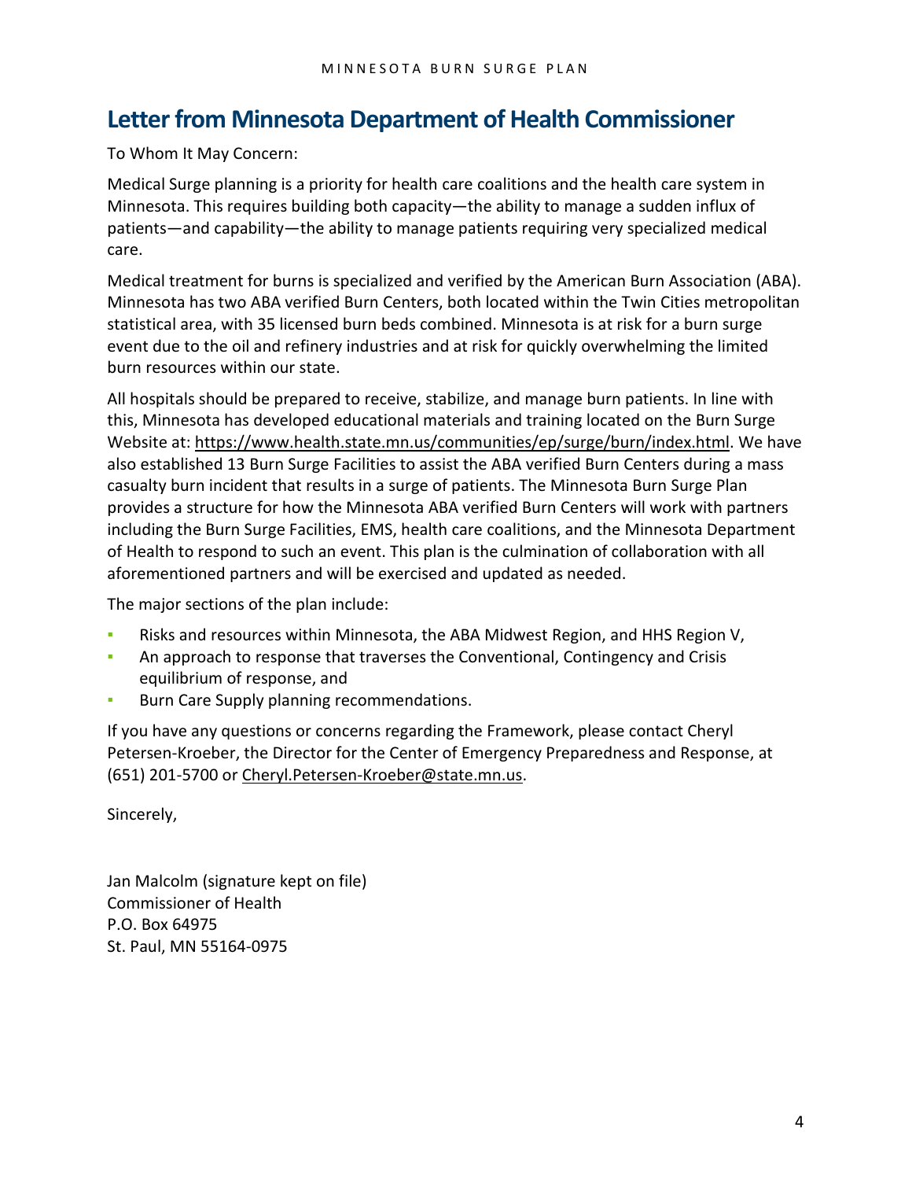# Letter from Minnesota Department of Health Commissioner

To Whom It May Concern:

Medical Surge planning is a priority for health care coalitions and the health care system in Minnesota. This requires building both capacity—the ability to manage a sudden influx of patients—and capability—the ability to manage patients requiring very specialized medical care.

Medical treatment for burns is specialized and verified by the American Burn Association (ABA). Minnesota has two ABA verified Burn Centers, both located within the Twin Cities metropolitan statistical area, with 35 licensed burn beds combined. Minnesota is at risk for a burn surge event due to the oil and refinery industries and at risk for quickly overwhelming the limited burn resources within our state.

All hospitals should be prepared to receive, stabilize, and manage burn patients. In line with this, Minnesota has developed educational materials and training located on the Burn Surge Website at: https://www.health.state.mn.us/communities/ep/surge/burn/index.html. We have also established 13 Burn Surge Facilities to assist the ABA verified Burn Centers during a mass casualty burn incident that results in a surge of patients. The Minnesota Burn Surge Plan provides a structure for how the Minnesota ABA verified Burn Centers will work with partners including the Burn Surge Facilities, EMS, health care coalitions, and the Minnesota Department of Health to respond to such an event. This plan is the culmination of collaboration with all aforementioned partners and will be exercised and updated as needed.

The major sections of the plan include:

- Risks and resources within Minnesota, the ABA Midwest Region, and HHS Region V,
- An approach to response that traverses the Conventional, Contingency and Crisis equilibrium of response, and
- Burn Care Supply planning recommendations.

If you have any questions or concerns regarding the Framework, please contact Cheryl Petersen-Kroeber, the Director for the Center of Emergency Preparedness and Response, at (651) 201-5700 or Cheryl.Petersen-Kroeber@state.mn.us.

Sincerely,

Jan Malcolm (signature kept on file)
Commissioner of Health
P.O. Box 64975
St. Paul, MN 55164-0975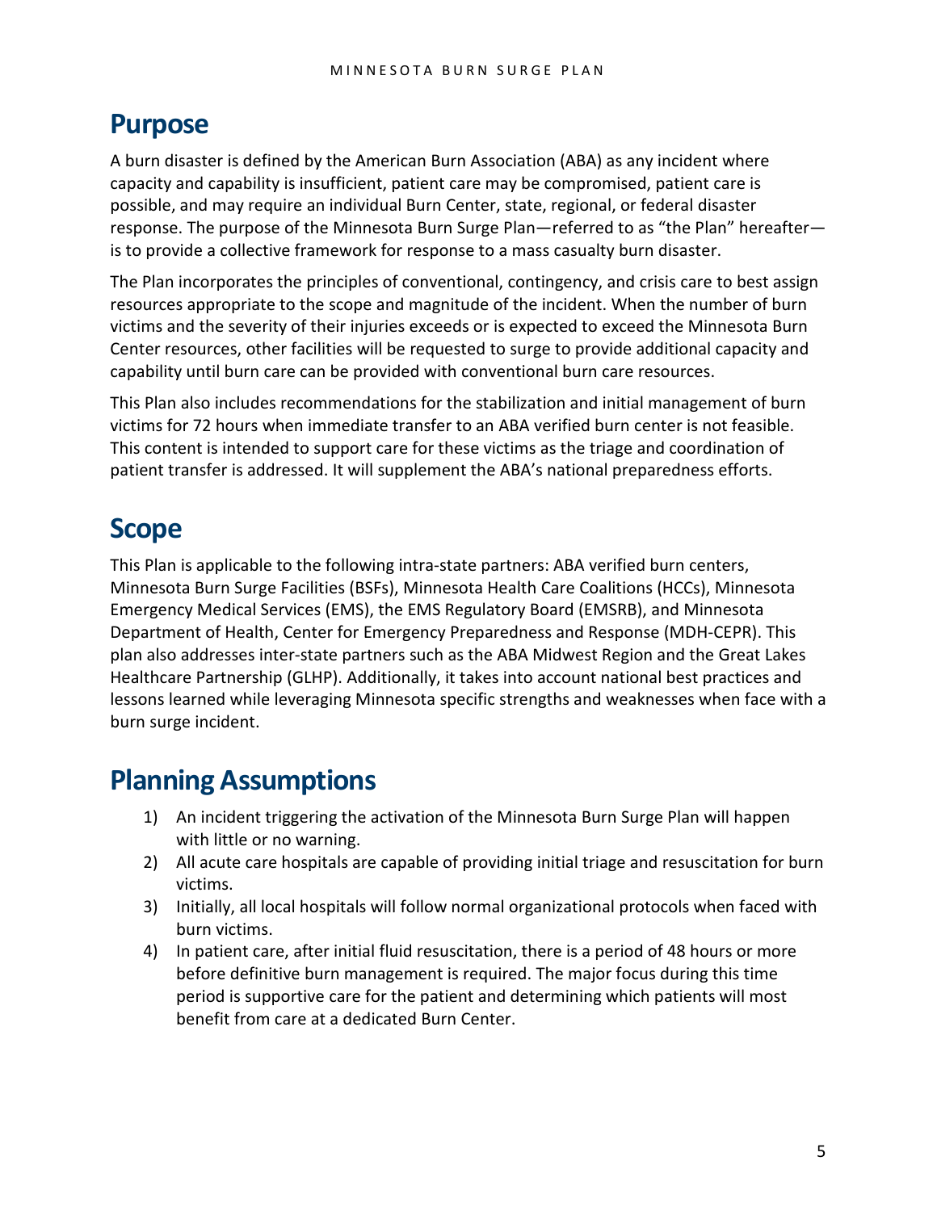# Purpose

A burn disaster is defined by the American Burn Association (ABA) as any incident where capacity and capability is insufficient, patient care may be compromised, patient care is possible, and may require an individual Burn Center, state, regional, or federal disaster response. The purpose of the Minnesota Burn Surge Plan—referred to as "the Plan" hereafter—is to provide a collective framework for response to a mass casualty burn disaster.

The Plan incorporates the principles of conventional, contingency, and crisis care to best assign resources appropriate to the scope and magnitude of the incident. When the number of burn victims and the severity of their injuries exceeds or is expected to exceed the Minnesota Burn Center resources, other facilities will be requested to surge to provide additional capacity and capability until burn care can be provided with conventional burn care resources.

This Plan also includes recommendations for the stabilization and initial management of burn victims for 72 hours when immediate transfer to an ABA verified burn center is not feasible. This content is intended to support care for these victims as the triage and coordination of patient transfer is addressed. It will supplement the ABA's national preparedness efforts.

# Scope

This Plan is applicable to the following intra-state partners: ABA verified burn centers, Minnesota Burn Surge Facilities (BSFs), Minnesota Health Care Coalitions (HCCs), Minnesota Emergency Medical Services (EMS), the EMS Regulatory Board (EMSRB), and Minnesota Department of Health, Center for Emergency Preparedness and Response (MDH-CEPR). This plan also addresses inter-state partners such as the ABA Midwest Region and the Great Lakes Healthcare Partnership (GLHP). Additionally, it takes into account national best practices and lessons learned while leveraging Minnesota specific strengths and weaknesses when face with a burn surge incident.

# Planning Assumptions

1) An incident triggering the activation of the Minnesota Burn Surge Plan will happen with little or no warning.
2) All acute care hospitals are capable of providing initial triage and resuscitation for burn victims.
3) Initially, all local hospitals will follow normal organizational protocols when faced with burn victims.
4) In patient care, after initial fluid resuscitation, there is a period of 48 hours or more before definitive burn management is required. The major focus during this time period is supportive care for the patient and determining which patients will most benefit from care at a dedicated Burn Center.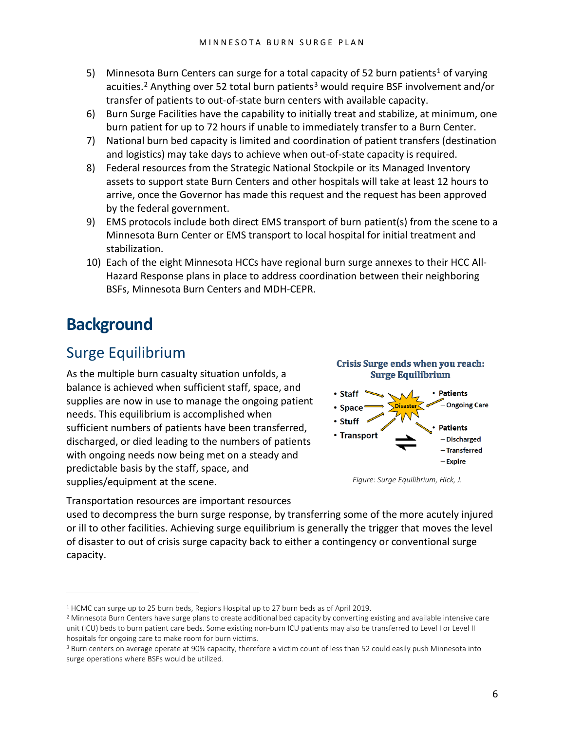5) Minnesota Burn Centers can surge for a total capacity of 52 burn patients[1] of varying acuities.[2] Anything over 52 total burn patients[3] would require BSF involvement and/or transfer of patients to out-of-state burn centers with available capacity.
6) Burn Surge Facilities have the capability to initially treat and stabilize, at minimum, one burn patient for up to 72 hours if unable to immediately transfer to a Burn Center.
7) National burn bed capacity is limited and coordination of patient transfers (destination and logistics) may take days to achieve when out-of-state capacity is required.
8) Federal resources from the Strategic National Stockpile or its Managed Inventory assets to support state Burn Centers and other hospitals will take at least 12 hours to arrive, once the Governor has made this request and the request has been approved by the federal government.
9) EMS protocols include both direct EMS transport of burn patient(s) from the scene to a Minnesota Burn Center or EMS transport to local hospital for initial treatment and stabilization.
10) Each of the eight Minnesota HCCs have regional burn surge annexes to their HCC All-Hazard Response plans in place to address coordination between their neighboring BSFs, Minnesota Burn Centers and MDH-CEPR.

# Background

## Surge Equilibrium

As the multiple burn casualty situation unfolds, a balance is achieved when sufficient staff, space, and supplies are now in use to manage the ongoing patient needs. This equilibrium is accomplished when sufficient numbers of patients have been transferred, discharged, or died leading to the numbers of patients with ongoing needs now being met on a steady and predictable basis by the staff, space, and supplies/equipment at the scene.

**Crisis Surge ends when you reach: Surge Equilibrium**

*Figure: Surge Equilibrium, Hick, J.*

Transportation resources are important resources used to decompress the burn surge response, by transferring some of the more acutely injured or ill to other facilities. Achieving surge equilibrium is generally the trigger that moves the level of disaster to out of crisis surge capacity back to either a contingency or conventional surge capacity.

---

[1] HCMC can surge up to 25 burn beds, Regions Hospital up to 27 burn beds as of April 2019.

[2] Minnesota Burn Centers have surge plans to create additional bed capacity by converting existing and available intensive care unit (ICU) beds to burn patient care beds. Some existing non-burn ICU patients may also be transferred to Level I or Level II hospitals for ongoing care to make room for burn victims.

[3] Burn centers on average operate at 90% capacity, therefore a victim count of less than 52 could easily push Minnesota into surge operations where BSFs would be utilized.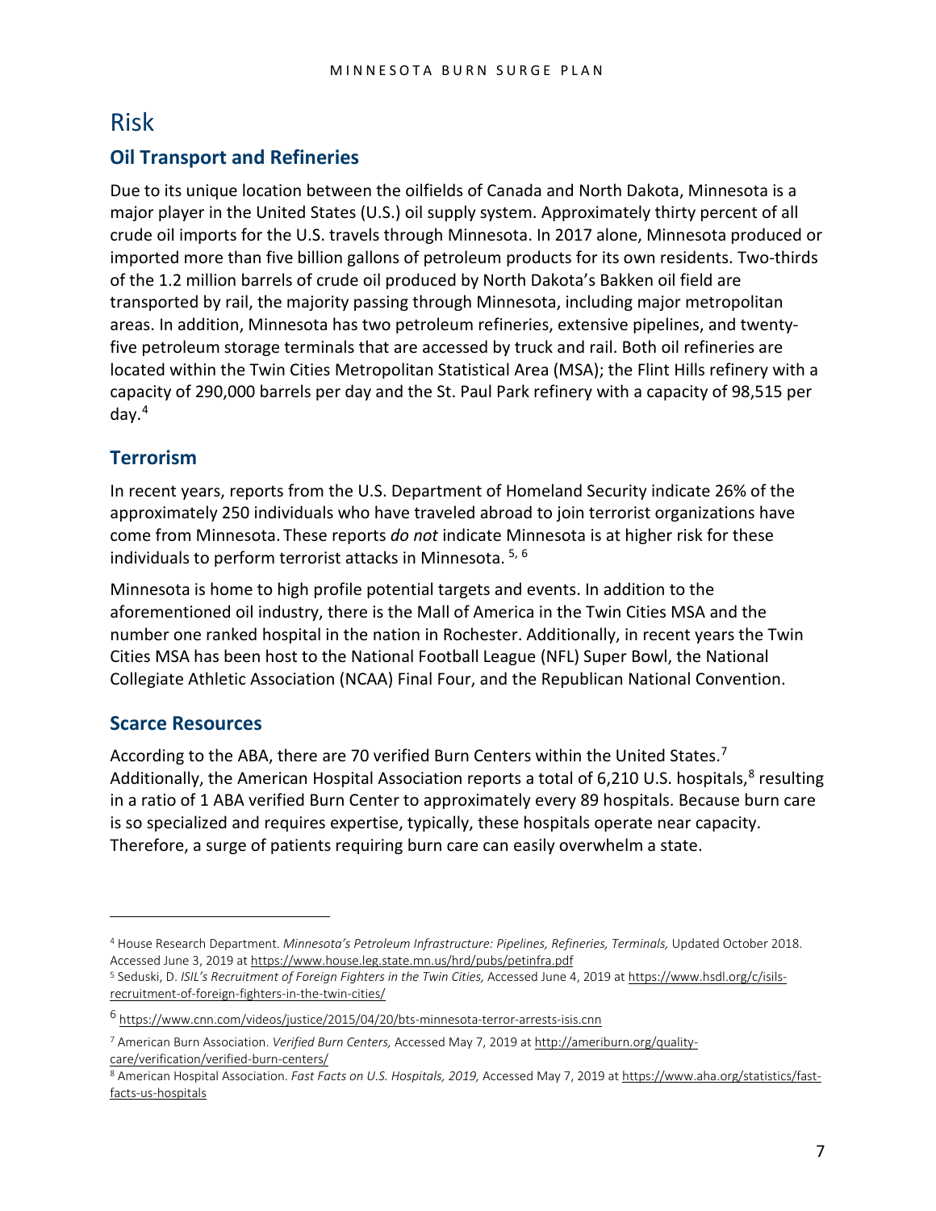# Risk

## Oil Transport and Refineries

Due to its unique location between the oilfields of Canada and North Dakota, Minnesota is a major player in the United States (U.S.) oil supply system. Approximately thirty percent of all crude oil imports for the U.S. travels through Minnesota. In 2017 alone, Minnesota produced or imported more than five billion gallons of petroleum products for its own residents. Two-thirds of the 1.2 million barrels of crude oil produced by North Dakota's Bakken oil field are transported by rail, the majority passing through Minnesota, including major metropolitan areas. In addition, Minnesota has two petroleum refineries, extensive pipelines, and twenty-five petroleum storage terminals that are accessed by truck and rail. Both oil refineries are located within the Twin Cities Metropolitan Statistical Area (MSA); the Flint Hills refinery with a capacity of 290,000 barrels per day and the St. Paul Park refinery with a capacity of 98,515 per day.[4]

## Terrorism

In recent years, reports from the U.S. Department of Homeland Security indicate 26% of the approximately 250 individuals who have traveled abroad to join terrorist organizations have come from Minnesota. These reports *do not* indicate Minnesota is at higher risk for these individuals to perform terrorist attacks in Minnesota.[5, 6]

Minnesota is home to high profile potential targets and events. In addition to the aforementioned oil industry, there is the Mall of America in the Twin Cities MSA and the number one ranked hospital in the nation in Rochester. Additionally, in recent years the Twin Cities MSA has been host to the National Football League (NFL) Super Bowl, the National Collegiate Athletic Association (NCAA) Final Four, and the Republican National Convention.

## Scarce Resources

According to the ABA, there are 70 verified Burn Centers within the United States.[7] Additionally, the American Hospital Association reports a total of 6,210 U.S. hospitals,[8] resulting in a ratio of 1 ABA verified Burn Center to approximately every 89 hospitals. Because burn care is so specialized and requires expertise, typically, these hospitals operate near capacity. Therefore, a surge of patients requiring burn care can easily overwhelm a state.

---

[4] House Research Department. *Minnesota's Petroleum Infrastructure: Pipelines, Refineries, Terminals,* Updated October 2018. Accessed June 3, 2019 at https://www.house.leg.state.mn.us/hrd/pubs/petinfra.pdf

[5] Seduski, D. *ISIL's Recruitment of Foreign Fighters in the Twin Cities,* Accessed June 4, 2019 at https://www.hsdl.org/c/isils-recruitment-of-foreign-fighters-in-the-twin-cities/

[6] https://www.cnn.com/videos/justice/2015/04/20/bts-minnesota-terror-arrests-isis.cnn

[7] American Burn Association. *Verified Burn Centers,* Accessed May 7, 2019 at http://ameriburn.org/quality-care/verification/verified-burn-centers/

[8] American Hospital Association. *Fast Facts on U.S. Hospitals, 2019,* Accessed May 7, 2019 at https://www.aha.org/statistics/fast-facts-us-hospitals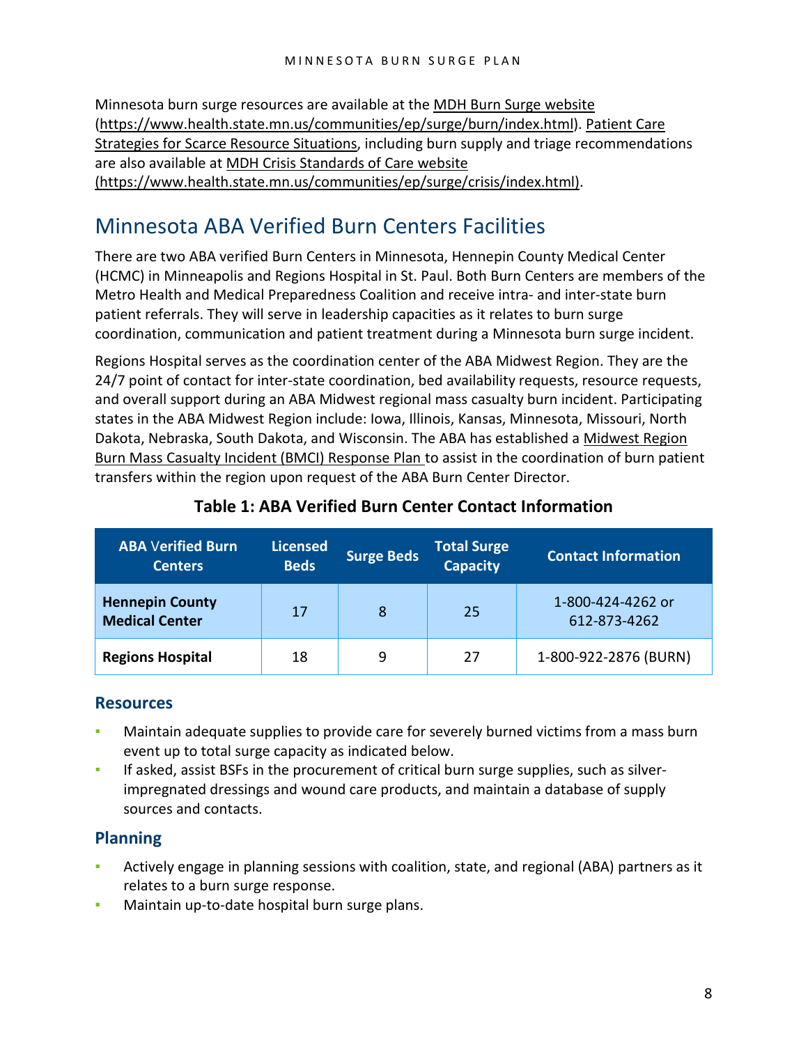Minnesota burn surge resources are available at the MDH Burn Surge website (https://www.health.state.mn.us/communities/ep/surge/burn/index.html). Patient Care Strategies for Scarce Resource Situations, including burn supply and triage recommendations are also available at MDH Crisis Standards of Care website (https://www.health.state.mn.us/communities/ep/surge/crisis/index.html).

## Minnesota ABA Verified Burn Centers Facilities

There are two ABA verified Burn Centers in Minnesota, Hennepin County Medical Center (HCMC) in Minneapolis and Regions Hospital in St. Paul. Both Burn Centers are members of the Metro Health and Medical Preparedness Coalition and receive intra- and inter-state burn patient referrals. They will serve in leadership capacities as it relates to burn surge coordination, communication and patient treatment during a Minnesota burn surge incident.

Regions Hospital serves as the coordination center of the ABA Midwest Region. They are the 24/7 point of contact for inter-state coordination, bed availability requests, resource requests, and overall support during an ABA Midwest regional mass casualty burn incident. Participating states in the ABA Midwest Region include: Iowa, Illinois, Kansas, Minnesota, Missouri, North Dakota, Nebraska, South Dakota, and Wisconsin. The ABA has established a Midwest Region Burn Mass Casualty Incident (BMCI) Response Plan to assist in the coordination of burn patient transfers within the region upon request of the ABA Burn Center Director.

**Table 1: ABA Verified Burn Center Contact Information**

| ABA Verified Burn Centers | Licensed Beds | Surge Beds | Total Surge Capacity | Contact Information |
|---|---|---|---|---|
| **Hennepin County Medical Center** | 17 | 8 | 25 | 1-800-424-4262 or 612-873-4262 |
| **Regions Hospital** | 18 | 9 | 27 | 1-800-922-2876 (BURN) |

### Resources

- Maintain adequate supplies to provide care for severely burned victims from a mass burn event up to total surge capacity as indicated below.
- If asked, assist BSFs in the procurement of critical burn surge supplies, such as silver-impregnated dressings and wound care products, and maintain a database of supply sources and contacts.

### Planning

- Actively engage in planning sessions with coalition, state, and regional (ABA) partners as it relates to a burn surge response.
- Maintain up-to-date hospital burn surge plans.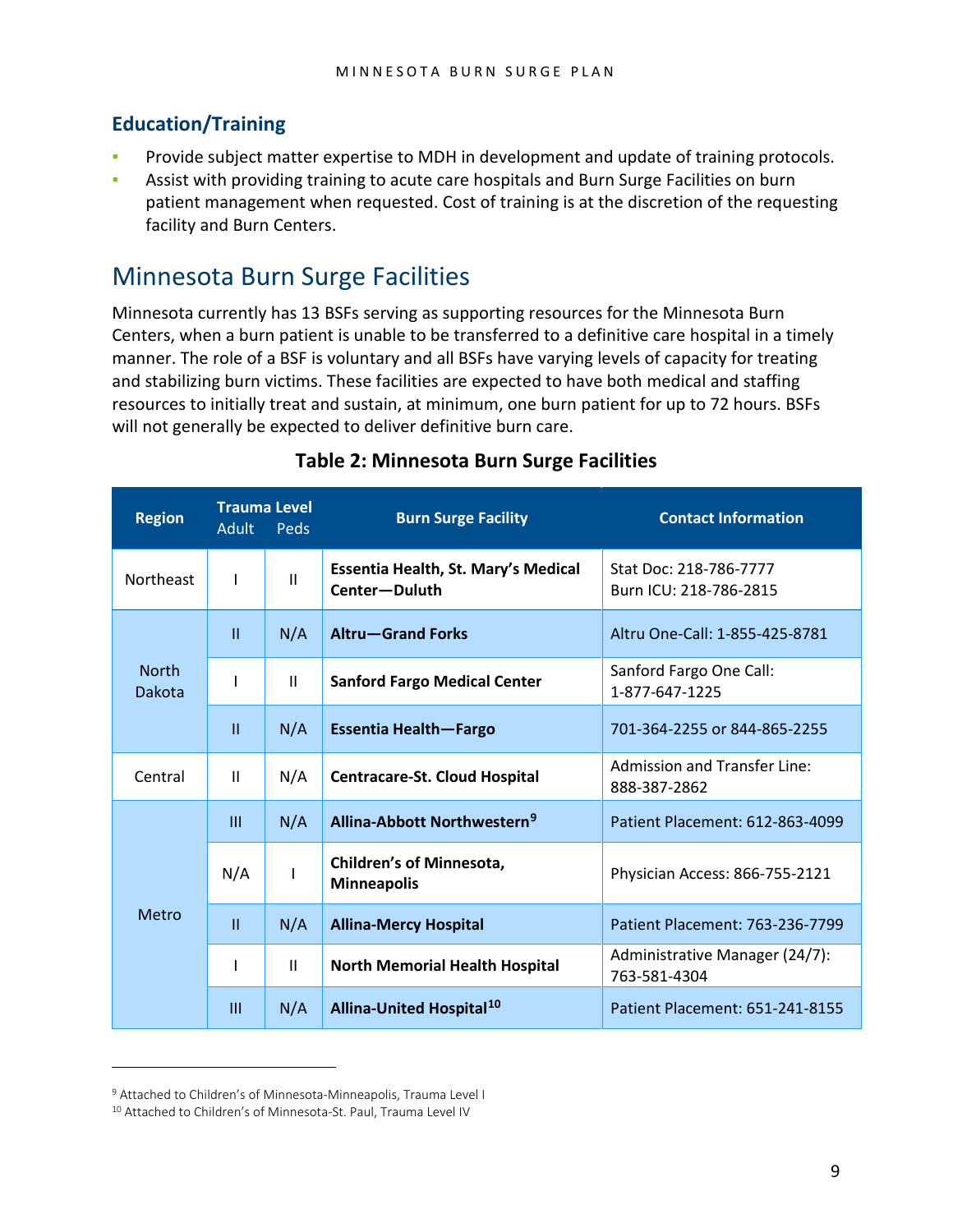## Education/Training

- Provide subject matter expertise to MDH in development and update of training protocols.
- Assist with providing training to acute care hospitals and Burn Surge Facilities on burn patient management when requested. Cost of training is at the discretion of the requesting facility and Burn Centers.

# Minnesota Burn Surge Facilities

Minnesota currently has 13 BSFs serving as supporting resources for the Minnesota Burn Centers, when a burn patient is unable to be transferred to a definitive care hospital in a timely manner. The role of a BSF is voluntary and all BSFs have varying levels of capacity for treating and stabilizing burn victims. These facilities are expected to have both medical and staffing resources to initially treat and sustain, at minimum, one burn patient for up to 72 hours. BSFs will not generally be expected to deliver definitive burn care.

**Table 2: Minnesota Burn Surge Facilities**

| Region | Trauma Level Adult | Trauma Level Peds | Burn Surge Facility | Contact Information |
|---|---|---|---|---|
| Northeast | I | II | **Essentia Health, St. Mary's Medical Center—Duluth** | Stat Doc: 218-786-7777<br>Burn ICU: 218-786-2815 |
| North Dakota | II | N/A | **Altru—Grand Forks** | Altru One-Call: 1-855-425-8781 |
| North Dakota | I | II | **Sanford Fargo Medical Center** | Sanford Fargo One Call: 1-877-647-1225 |
| North Dakota | II | N/A | **Essentia Health—Fargo** | 701-364-2255 or 844-865-2255 |
| Central | II | N/A | **Centracare-St. Cloud Hospital** | Admission and Transfer Line: 888-387-2862 |
| Metro | III | N/A | **Allina-Abbott Northwestern**[9] | Patient Placement: 612-863-4099 |
| Metro | N/A | I | **Children's of Minnesota, Minneapolis** | Physician Access: 866-755-2121 |
| Metro | II | N/A | **Allina-Mercy Hospital** | Patient Placement: 763-236-7799 |
| Metro | I | II | **North Memorial Health Hospital** | Administrative Manager (24/7): 763-581-4304 |
| Metro | III | N/A | **Allina-United Hospital**[10] | Patient Placement: 651-241-8155 |

[9] Attached to Children's of Minnesota-Minneapolis, Trauma Level I

[10] Attached to Children's of Minnesota-St. Paul, Trauma Level IV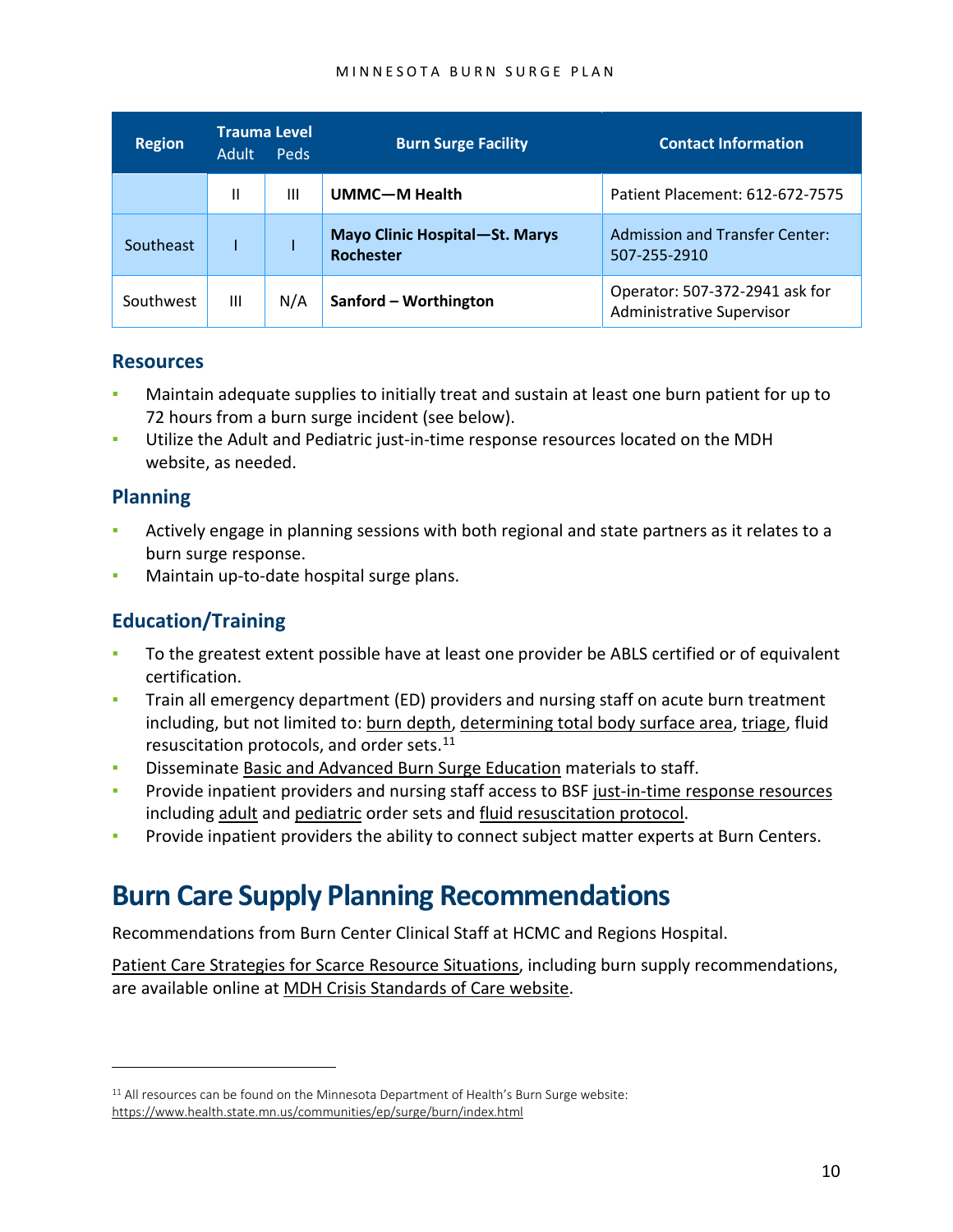| Region | Trauma Level | | Burn Surge Facility | Contact Information |
|---|---|---|---|---|
| | Adult | Peds | | |
| | II | III | **UMMC—M Health** | Patient Placement: 612-672-7575 |
| Southeast | I | I | **Mayo Clinic Hospital—St. Marys Rochester** | Admission and Transfer Center: 507-255-2910 |
| Southwest | III | N/A | **Sanford – Worthington** | Operator: 507-372-2941 ask for Administrative Supervisor |

## Resources

- Maintain adequate supplies to initially treat and sustain at least one burn patient for up to 72 hours from a burn surge incident (see below).
- Utilize the Adult and Pediatric just-in-time response resources located on the MDH website, as needed.

## Planning

- Actively engage in planning sessions with both regional and state partners as it relates to a burn surge response.
- Maintain up-to-date hospital surge plans.

## Education/Training

- To the greatest extent possible have at least one provider be ABLS certified or of equivalent certification.
- Train all emergency department (ED) providers and nursing staff on acute burn treatment including, but not limited to: burn depth, determining total body surface area, triage, fluid resuscitation protocols, and order sets.[11]
- Disseminate Basic and Advanced Burn Surge Education materials to staff.
- Provide inpatient providers and nursing staff access to BSF just-in-time response resources including adult and pediatric order sets and fluid resuscitation protocol.
- Provide inpatient providers the ability to connect subject matter experts at Burn Centers.

# Burn Care Supply Planning Recommendations

Recommendations from Burn Center Clinical Staff at HCMC and Regions Hospital.

Patient Care Strategies for Scarce Resource Situations, including burn supply recommendations, are available online at MDH Crisis Standards of Care website.

[11] All resources can be found on the Minnesota Department of Health's Burn Surge website: https://www.health.state.mn.us/communities/ep/surge/burn/index.html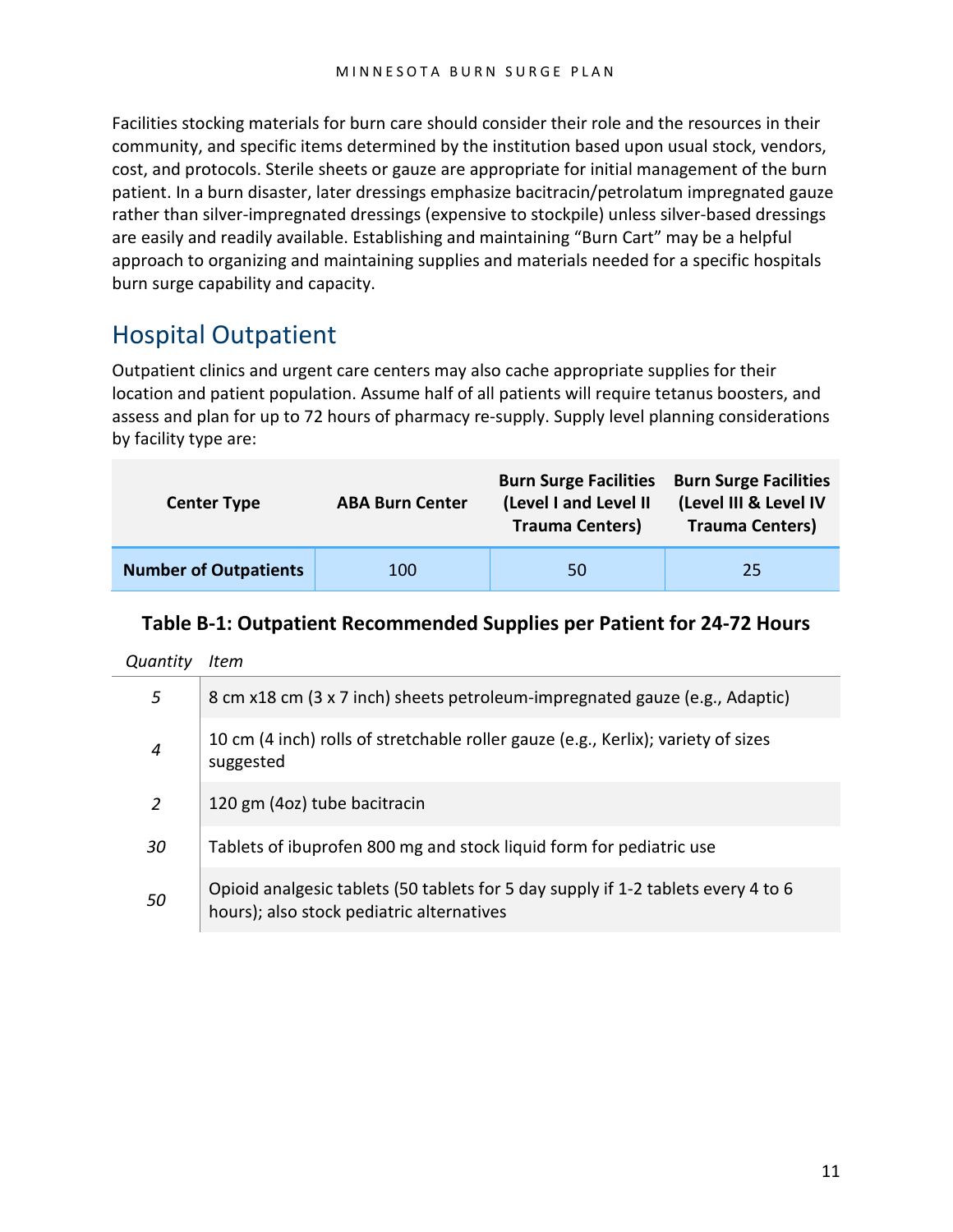Facilities stocking materials for burn care should consider their role and the resources in their community, and specific items determined by the institution based upon usual stock, vendors, cost, and protocols. Sterile sheets or gauze are appropriate for initial management of the burn patient. In a burn disaster, later dressings emphasize bacitracin/petrolatum impregnated gauze rather than silver-impregnated dressings (expensive to stockpile) unless silver-based dressings are easily and readily available. Establishing and maintaining "Burn Cart" may be a helpful approach to organizing and maintaining supplies and materials needed for a specific hospitals burn surge capability and capacity.

## Hospital Outpatient

Outpatient clinics and urgent care centers may also cache appropriate supplies for their location and patient population. Assume half of all patients will require tetanus boosters, and assess and plan for up to 72 hours of pharmacy re-supply. Supply level planning considerations by facility type are:

| Center Type | ABA Burn Center | Burn Surge Facilities (Level I and Level II Trauma Centers) | Burn Surge Facilities (Level III & Level IV Trauma Centers) |
|---|---|---|---|
| **Number of Outpatients** | 100 | 50 | 25 |

### Table B-1: Outpatient Recommended Supplies per Patient for 24-72 Hours

| *Quantity* | *Item* |
|---|---|
| *5* | 8 cm x18 cm (3 x 7 inch) sheets petroleum-impregnated gauze (e.g., Adaptic) |
| *4* | 10 cm (4 inch) rolls of stretchable roller gauze (e.g., Kerlix); variety of sizes suggested |
| *2* | 120 gm (4oz) tube bacitracin |
| *30* | Tablets of ibuprofen 800 mg and stock liquid form for pediatric use |
| *50* | Opioid analgesic tablets (50 tablets for 5 day supply if 1-2 tablets every 4 to 6 hours); also stock pediatric alternatives |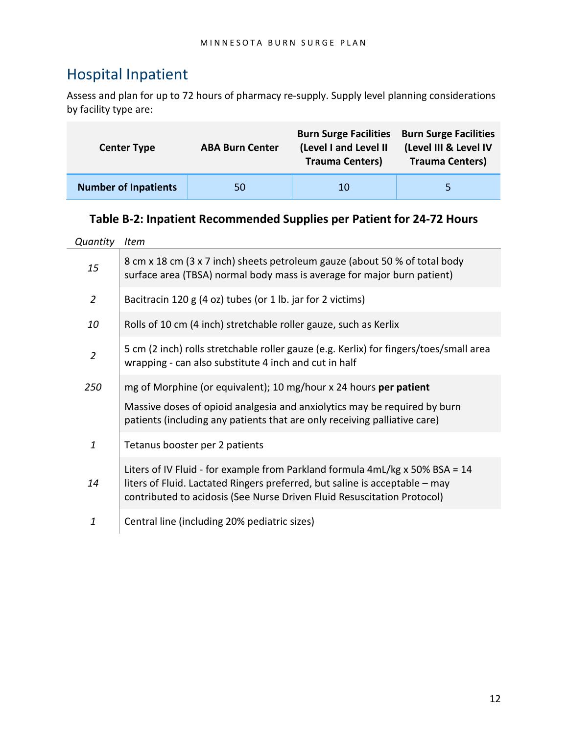## Hospital Inpatient

Assess and plan for up to 72 hours of pharmacy re-supply. Supply level planning considerations by facility type are:

| Center Type | ABA Burn Center | Burn Surge Facilities (Level I and Level II Trauma Centers) | Burn Surge Facilities (Level III & Level IV Trauma Centers) |
|---|---|---|---|
| **Number of Inpatients** | 50 | 10 | 5 |

### Table B-2: Inpatient Recommended Supplies per Patient for 24-72 Hours

| *Quantity* | *Item* |
|---|---|
| *15* | 8 cm x 18 cm (3 x 7 inch) sheets petroleum gauze (about 50 % of total body surface area (TBSA) normal body mass is average for major burn patient) |
| *2* | Bacitracin 120 g (4 oz) tubes (or 1 lb. jar for 2 victims) |
| *10* | Rolls of 10 cm (4 inch) stretchable roller gauze, such as Kerlix |
| *2* | 5 cm (2 inch) rolls stretchable roller gauze (e.g. Kerlix) for fingers/toes/small area wrapping - can also substitute 4 inch and cut in half |
| *250* | mg of Morphine (or equivalent); 10 mg/hour x 24 hours **per patient**<br><br>Massive doses of opioid analgesia and anxiolytics may be required by burn patients (including any patients that are only receiving palliative care) |
| *1* | Tetanus booster per 2 patients |
| *14* | Liters of IV Fluid - for example from Parkland formula 4mL/kg x 50% BSA = 14 liters of Fluid. Lactated Ringers preferred, but saline is acceptable – may contributed to acidosis (See Nurse Driven Fluid Resuscitation Protocol) |
| *1* | Central line (including 20% pediatric sizes) |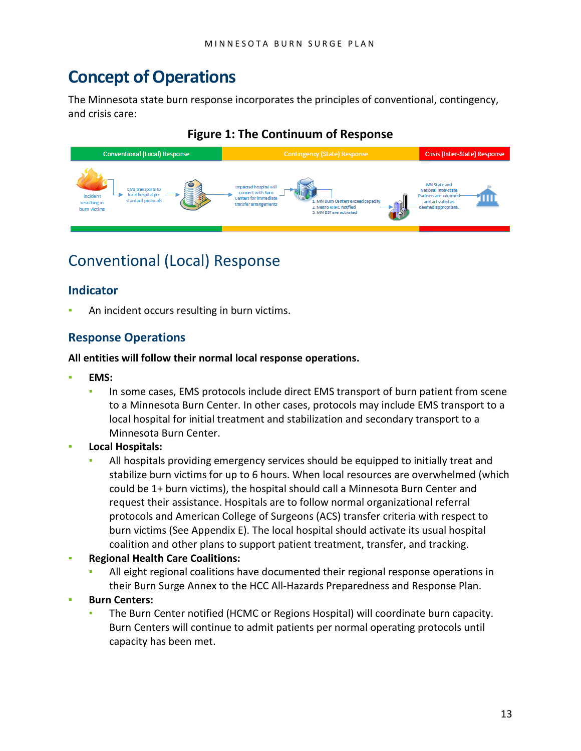# Concept of Operations

The Minnesota state burn response incorporates the principles of conventional, contingency, and crisis care:

**Figure 1: The Continuum of Response**

| Conventional (Local) Response | Contingency (State) Response | Crisis (Inter-State) Response |
|---|---|---|
| Incident resulting in burn victims → EMS transports to local hospital per standard protocols → | Impacted hospital will connect with Burn Centers for immediate transfer arrangements → 1. MN Burn Centers exceed capacity 2. Metro RHRC notified 3. MN DSF are activated → | MN State and National Inter-state Partners are informed and activated as deemed appropriate. |

## Conventional (Local) Response

### Indicator

- An incident occurs resulting in burn victims.

### Response Operations

**All entities will follow their normal local response operations.**

- **EMS:**
  - In some cases, EMS protocols include direct EMS transport of burn patient from scene to a Minnesota Burn Center. In other cases, protocols may include EMS transport to a local hospital for initial treatment and stabilization and secondary transport to a Minnesota Burn Center.
- **Local Hospitals:**
  - All hospitals providing emergency services should be equipped to initially treat and stabilize burn victims for up to 6 hours. When local resources are overwhelmed (which could be 1+ burn victims), the hospital should call a Minnesota Burn Center and request their assistance. Hospitals are to follow normal organizational referral protocols and American College of Surgeons (ACS) transfer criteria with respect to burn victims (See Appendix E). The local hospital should activate its usual hospital coalition and other plans to support patient treatment, transfer, and tracking.
- **Regional Health Care Coalitions:**
  - All eight regional coalitions have documented their regional response operations in their Burn Surge Annex to the HCC All-Hazards Preparedness and Response Plan.
- **Burn Centers:**
  - The Burn Center notified (HCMC or Regions Hospital) will coordinate burn capacity. Burn Centers will continue to admit patients per normal operating protocols until capacity has been met.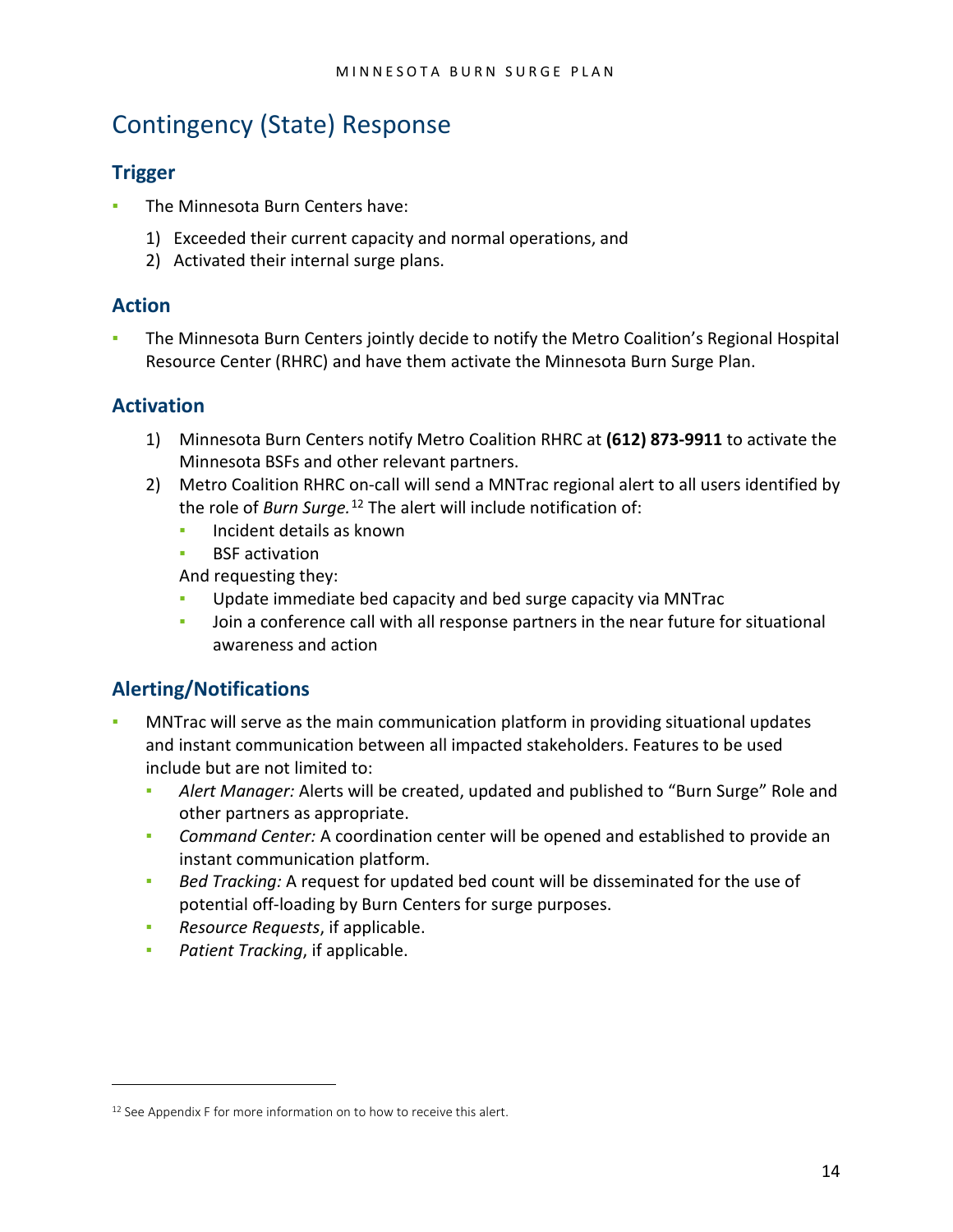# Contingency (State) Response

## Trigger

- The Minnesota Burn Centers have:
  1) Exceeded their current capacity and normal operations, and
  2) Activated their internal surge plans.

## Action

- The Minnesota Burn Centers jointly decide to notify the Metro Coalition's Regional Hospital Resource Center (RHRC) and have them activate the Minnesota Burn Surge Plan.

## Activation

1) Minnesota Burn Centers notify Metro Coalition RHRC at **(612) 873-9911** to activate the Minnesota BSFs and other relevant partners.
2) Metro Coalition RHRC on-call will send a MNTrac regional alert to all users identified by the role of *Burn Surge.*[12] The alert will include notification of:
   - Incident details as known
   - BSF activation

   And requesting they:
   - Update immediate bed capacity and bed surge capacity via MNTrac
   - Join a conference call with all response partners in the near future for situational awareness and action

## Alerting/Notifications

- MNTrac will serve as the main communication platform in providing situational updates and instant communication between all impacted stakeholders. Features to be used include but are not limited to:
  - *Alert Manager:* Alerts will be created, updated and published to "Burn Surge" Role and other partners as appropriate.
  - *Command Center:* A coordination center will be opened and established to provide an instant communication platform.
  - *Bed Tracking:* A request for updated bed count will be disseminated for the use of potential off-loading by Burn Centers for surge purposes.
  - *Resource Requests*, if applicable.
  - *Patient Tracking*, if applicable.

---

[12] See Appendix F for more information on to how to receive this alert.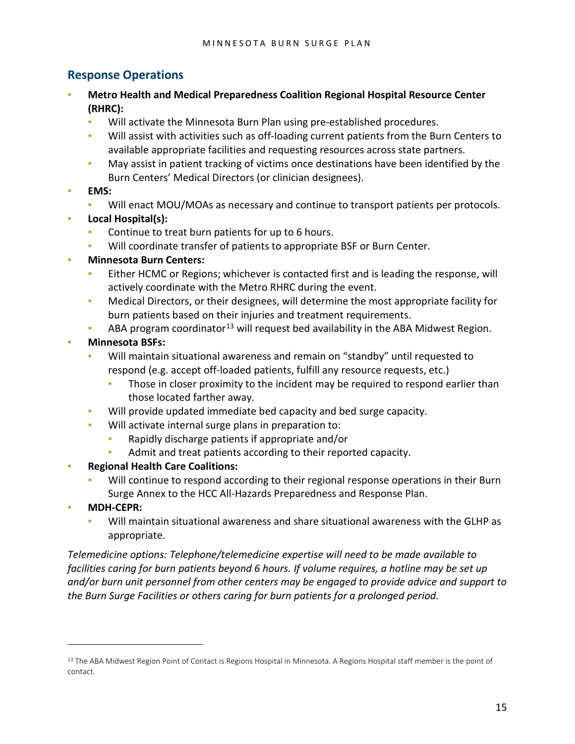## Response Operations

- **Metro Health and Medical Preparedness Coalition Regional Hospital Resource Center (RHRC):**
  - Will activate the Minnesota Burn Plan using pre-established procedures.
  - Will assist with activities such as off-loading current patients from the Burn Centers to available appropriate facilities and requesting resources across state partners.
  - May assist in patient tracking of victims once destinations have been identified by the Burn Centers' Medical Directors (or clinician designees).
- **EMS:**
  - Will enact MOU/MOAs as necessary and continue to transport patients per protocols.
- **Local Hospital(s):**
  - Continue to treat burn patients for up to 6 hours.
  - Will coordinate transfer of patients to appropriate BSF or Burn Center.
- **Minnesota Burn Centers:**
  - Either HCMC or Regions; whichever is contacted first and is leading the response, will actively coordinate with the Metro RHRC during the event.
  - Medical Directors, or their designees, will determine the most appropriate facility for burn patients based on their injuries and treatment requirements.
  - ABA program coordinator[13] will request bed availability in the ABA Midwest Region.
- **Minnesota BSFs:**
  - Will maintain situational awareness and remain on "standby" until requested to respond (e.g. accept off-loaded patients, fulfill any resource requests, etc.)
    - Those in closer proximity to the incident may be required to respond earlier than those located farther away.
  - Will provide updated immediate bed capacity and bed surge capacity.
  - Will activate internal surge plans in preparation to:
    - Rapidly discharge patients if appropriate and/or
    - Admit and treat patients according to their reported capacity.
- **Regional Health Care Coalitions:**
  - Will continue to respond according to their regional response operations in their Burn Surge Annex to the HCC All-Hazards Preparedness and Response Plan.
- **MDH-CEPR:**
  - Will maintain situational awareness and share situational awareness with the GLHP as appropriate.

*Telemedicine options: Telephone/telemedicine expertise will need to be made available to facilities caring for burn patients beyond 6 hours. If volume requires, a hotline may be set up and/or burn unit personnel from other centers may be engaged to provide advice and support to the Burn Surge Facilities or others caring for burn patients for a prolonged period.*

---

[13] The ABA Midwest Region Point of Contact is Regions Hospital in Minnesota. A Regions Hospital staff member is the point of contact.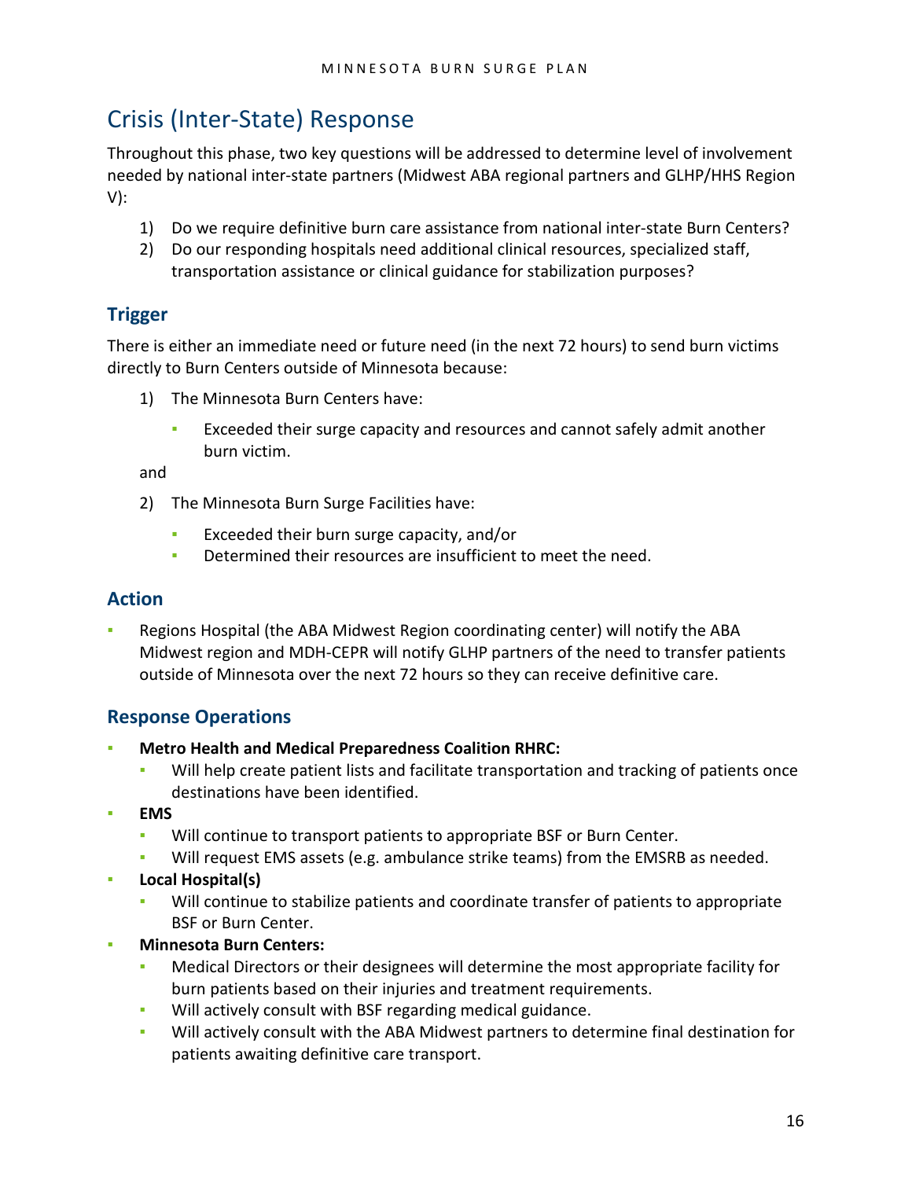# Crisis (Inter-State) Response

Throughout this phase, two key questions will be addressed to determine level of involvement needed by national inter-state partners (Midwest ABA regional partners and GLHP/HHS Region V):

1) Do we require definitive burn care assistance from national inter-state Burn Centers?
2) Do our responding hospitals need additional clinical resources, specialized staff, transportation assistance or clinical guidance for stabilization purposes?

## Trigger

There is either an immediate need or future need (in the next 72 hours) to send burn victims directly to Burn Centers outside of Minnesota because:

1) The Minnesota Burn Centers have:
   - Exceeded their surge capacity and resources and cannot safely admit another burn victim.

and

2) The Minnesota Burn Surge Facilities have:
   - Exceeded their burn surge capacity, and/or
   - Determined their resources are insufficient to meet the need.

## Action

- Regions Hospital (the ABA Midwest Region coordinating center) will notify the ABA Midwest region and MDH-CEPR will notify GLHP partners of the need to transfer patients outside of Minnesota over the next 72 hours so they can receive definitive care.

## Response Operations

- **Metro Health and Medical Preparedness Coalition RHRC:**
  - Will help create patient lists and facilitate transportation and tracking of patients once destinations have been identified.
- **EMS**
  - Will continue to transport patients to appropriate BSF or Burn Center.
  - Will request EMS assets (e.g. ambulance strike teams) from the EMSRB as needed.
- **Local Hospital(s)**
  - Will continue to stabilize patients and coordinate transfer of patients to appropriate BSF or Burn Center.
- **Minnesota Burn Centers:**
  - Medical Directors or their designees will determine the most appropriate facility for burn patients based on their injuries and treatment requirements.
  - Will actively consult with BSF regarding medical guidance.
  - Will actively consult with the ABA Midwest partners to determine final destination for patients awaiting definitive care transport.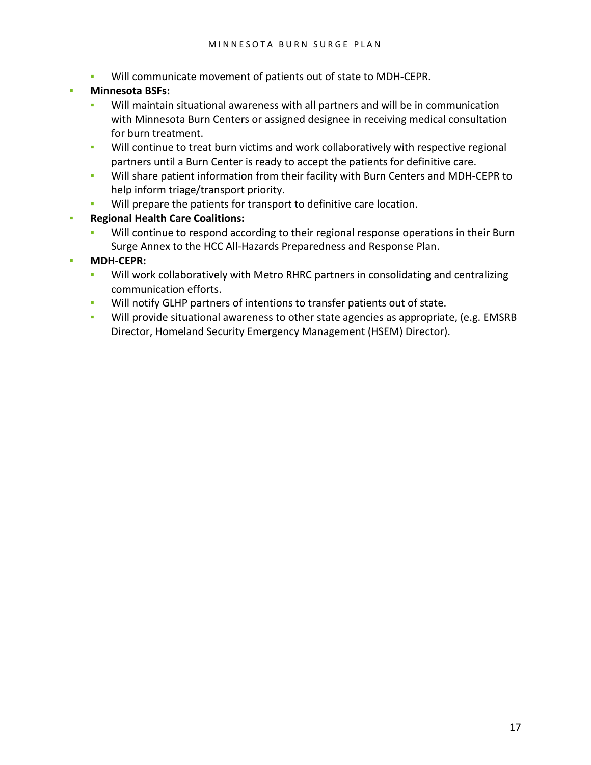- Will communicate movement of patients out of state to MDH-CEPR.
- **Minnesota BSFs:**
    - Will maintain situational awareness with all partners and will be in communication with Minnesota Burn Centers or assigned designee in receiving medical consultation for burn treatment.
    - Will continue to treat burn victims and work collaboratively with respective regional partners until a Burn Center is ready to accept the patients for definitive care.
    - Will share patient information from their facility with Burn Centers and MDH-CEPR to help inform triage/transport priority.
    - Will prepare the patients for transport to definitive care location.
- **Regional Health Care Coalitions:**
    - Will continue to respond according to their regional response operations in their Burn Surge Annex to the HCC All-Hazards Preparedness and Response Plan.
- **MDH-CEPR:**
    - Will work collaboratively with Metro RHRC partners in consolidating and centralizing communication efforts.
    - Will notify GLHP partners of intentions to transfer patients out of state.
    - Will provide situational awareness to other state agencies as appropriate, (e.g. EMSRB Director, Homeland Security Emergency Management (HSEM) Director).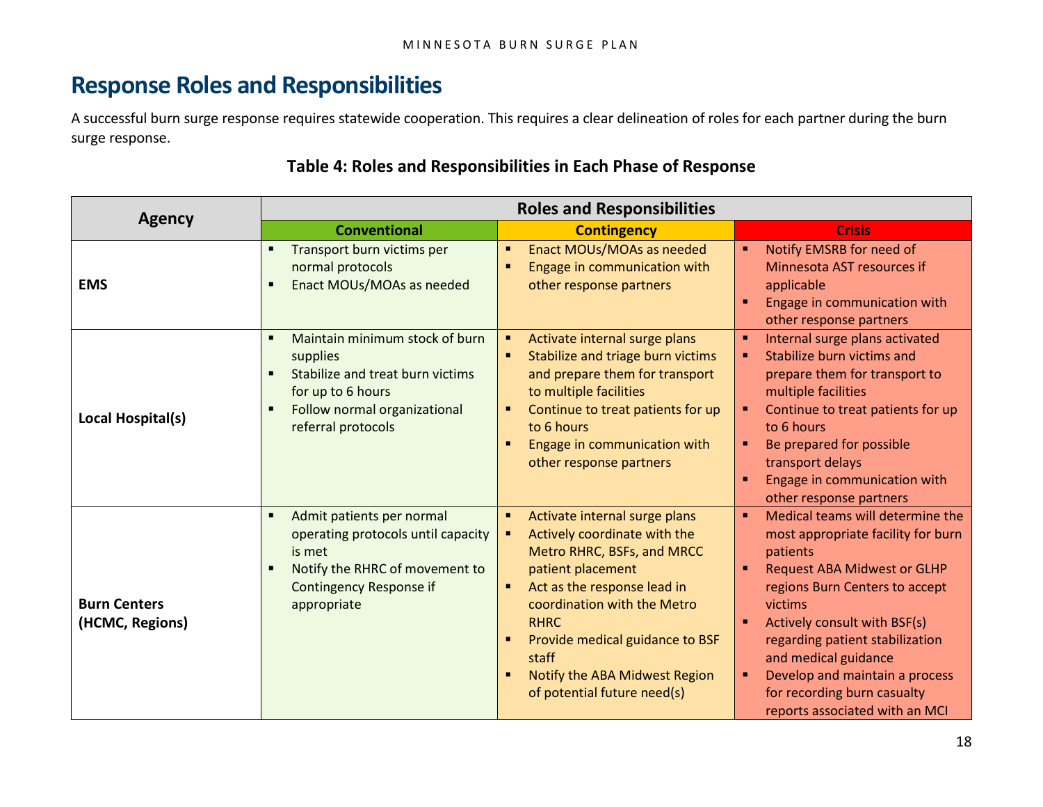## Response Roles and Responsibilities

A successful burn surge response requires statewide cooperation. This requires a clear delineation of roles for each partner during the burn surge response.

**Table 4: Roles and Responsibilities in Each Phase of Response**

| Agency | Roles and Responsibilities | | |
|---|---|---|---|
| | **Conventional** | **Contingency** | **Crisis** |
| **EMS** | ▪ Transport burn victims per normal protocols<br>▪ Enact MOUs/MOAs as needed | ▪ Enact MOUs/MOAs as needed<br>▪ Engage in communication with other response partners | ▪ Notify EMSRB for need of Minnesota AST resources if applicable<br>▪ Engage in communication with other response partners |
| **Local Hospital(s)** | ▪ Maintain minimum stock of burn supplies<br>▪ Stabilize and treat burn victims for up to 6 hours<br>▪ Follow normal organizational referral protocols | ▪ Activate internal surge plans<br>▪ Stabilize and triage burn victims and prepare them for transport to multiple facilities<br>▪ Continue to treat patients for up to 6 hours<br>▪ Engage in communication with other response partners | ▪ Internal surge plans activated<br>▪ Stabilize burn victims and prepare them for transport to multiple facilities<br>▪ Continue to treat patients for up to 6 hours<br>▪ Be prepared for possible transport delays<br>▪ Engage in communication with other response partners |
| **Burn Centers (HCMC, Regions)** | ▪ Admit patients per normal operating protocols until capacity is met<br>▪ Notify the RHRC of movement to Contingency Response if appropriate | ▪ Activate internal surge plans<br>▪ Actively coordinate with the Metro RHRC, BSFs, and MRCC patient placement<br>▪ Act as the response lead in coordination with the Metro RHRC<br>▪ Provide medical guidance to BSF staff<br>▪ Notify the ABA Midwest Region of potential future need(s) | ▪ Medical teams will determine the most appropriate facility for burn patients<br>▪ Request ABA Midwest or GLHP regions Burn Centers to accept victims<br>▪ Actively consult with BSF(s) regarding patient stabilization and medical guidance<br>▪ Develop and maintain a process for recording burn casualty reports associated with an MCI |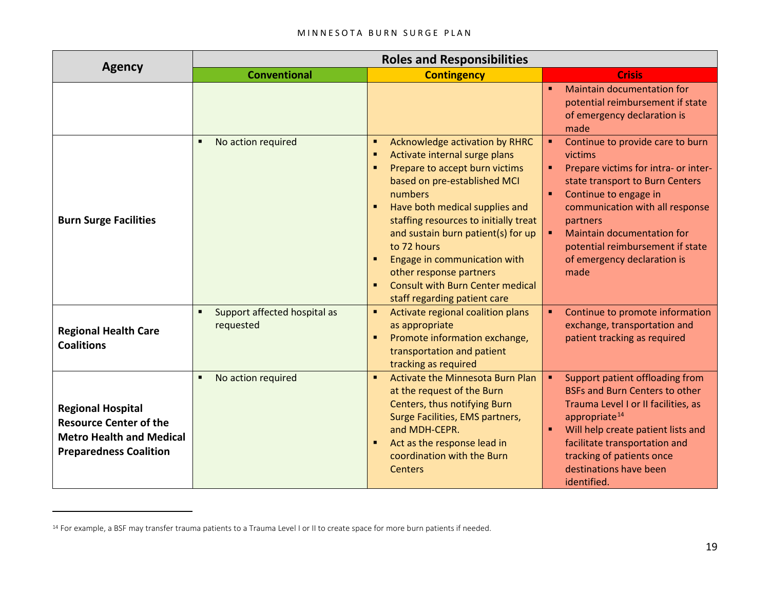| Agency | Roles and Responsibilities | | |
|---|---|---|---|
| | Conventional | Contingency | Crisis |
| | | | ▪ Maintain documentation for potential reimbursement if state of emergency declaration is made |
| **Burn Surge Facilities** | ▪ No action required | ▪ Acknowledge activation by RHRC<br>▪ Activate internal surge plans<br>▪ Prepare to accept burn victims based on pre-established MCI numbers<br>▪ Have both medical supplies and staffing resources to initially treat and sustain burn patient(s) for up to 72 hours<br>▪ Engage in communication with other response partners<br>▪ Consult with Burn Center medical staff regarding patient care | ▪ Continue to provide care to burn victims<br>▪ Prepare victims for intra- or inter-state transport to Burn Centers<br>▪ Continue to engage in communication with all response partners<br>▪ Maintain documentation for potential reimbursement if state of emergency declaration is made |
| **Regional Health Care Coalitions** | ▪ Support affected hospital as requested | ▪ Activate regional coalition plans as appropriate<br>▪ Promote information exchange, transportation and patient tracking as required | ▪ Continue to promote information exchange, transportation and patient tracking as required |
| **Regional Hospital Resource Center of the Metro Health and Medical Preparedness Coalition** | ▪ No action required | ▪ Activate the Minnesota Burn Plan at the request of the Burn Centers, thus notifying Burn Surge Facilities, EMS partners, and MDH-CEPR.<br>▪ Act as the response lead in coordination with the Burn Centers | ▪ Support patient offloading from BSFs and Burn Centers to other Trauma Level I or II facilities, as appropriate[14]<br>▪ Will help create patient lists and facilitate transportation and tracking of patients once destinations have been identified. |

[14] For example, a BSF may transfer trauma patients to a Trauma Level I or II to create space for more burn patients if needed.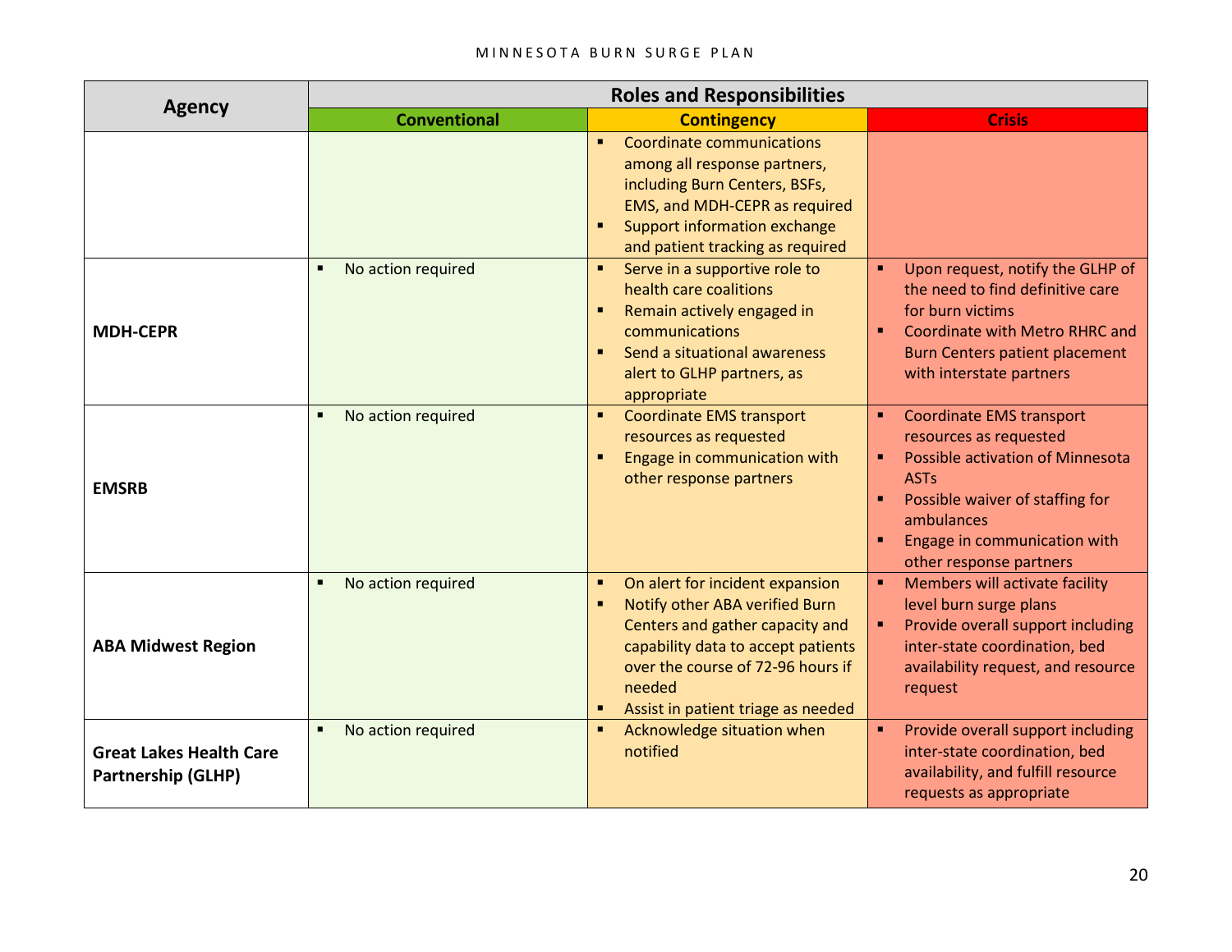| Agency | Roles and Responsibilities | | |
|---|---|---|---|
| | Conventional | Contingency | Crisis |
| | | ▪ Coordinate communications among all response partners, including Burn Centers, BSFs, EMS, and MDH-CEPR as required<br>▪ Support information exchange and patient tracking as required | |
| **MDH-CEPR** | ▪ No action required | ▪ Serve in a supportive role to health care coalitions<br>▪ Remain actively engaged in communications<br>▪ Send a situational awareness alert to GLHP partners, as appropriate | ▪ Upon request, notify the GLHP of the need to find definitive care for burn victims<br>▪ Coordinate with Metro RHRC and Burn Centers patient placement with interstate partners |
| **EMSRB** | ▪ No action required | ▪ Coordinate EMS transport resources as requested<br>▪ Engage in communication with other response partners | ▪ Coordinate EMS transport resources as requested<br>▪ Possible activation of Minnesota ASTs<br>▪ Possible waiver of staffing for ambulances<br>▪ Engage in communication with other response partners |
| **ABA Midwest Region** | ▪ No action required | ▪ On alert for incident expansion<br>▪ Notify other ABA verified Burn Centers and gather capacity and capability data to accept patients over the course of 72-96 hours if needed<br>▪ Assist in patient triage as needed | ▪ Members will activate facility level burn surge plans<br>▪ Provide overall support including inter-state coordination, bed availability request, and resource request |
| **Great Lakes Health Care Partnership (GLHP)** | ▪ No action required | ▪ Acknowledge situation when notified | ▪ Provide overall support including inter-state coordination, bed availability, and fulfill resource requests as appropriate |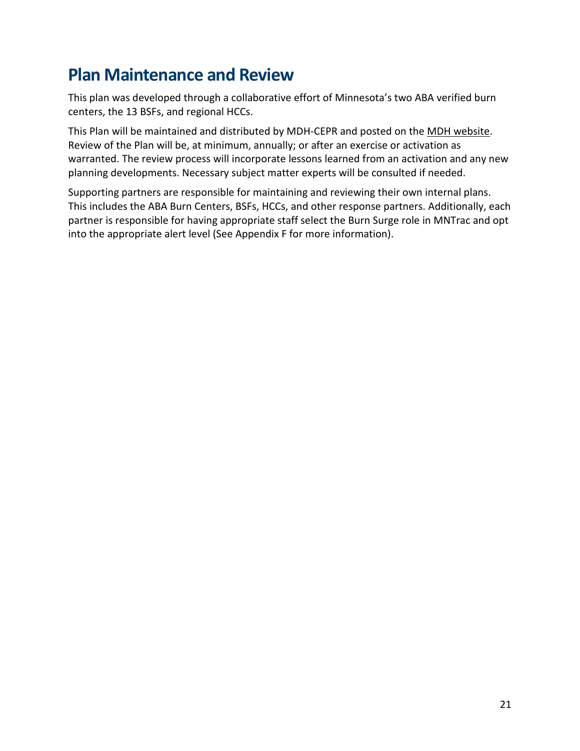# Plan Maintenance and Review

This plan was developed through a collaborative effort of Minnesota's two ABA verified burn centers, the 13 BSFs, and regional HCCs.

This Plan will be maintained and distributed by MDH-CEPR and posted on the MDH website. Review of the Plan will be, at minimum, annually; or after an exercise or activation as warranted. The review process will incorporate lessons learned from an activation and any new planning developments. Necessary subject matter experts will be consulted if needed.

Supporting partners are responsible for maintaining and reviewing their own internal plans. This includes the ABA Burn Centers, BSFs, HCCs, and other response partners. Additionally, each partner is responsible for having appropriate staff select the Burn Surge role in MNTrac and opt into the appropriate alert level (See Appendix F for more information).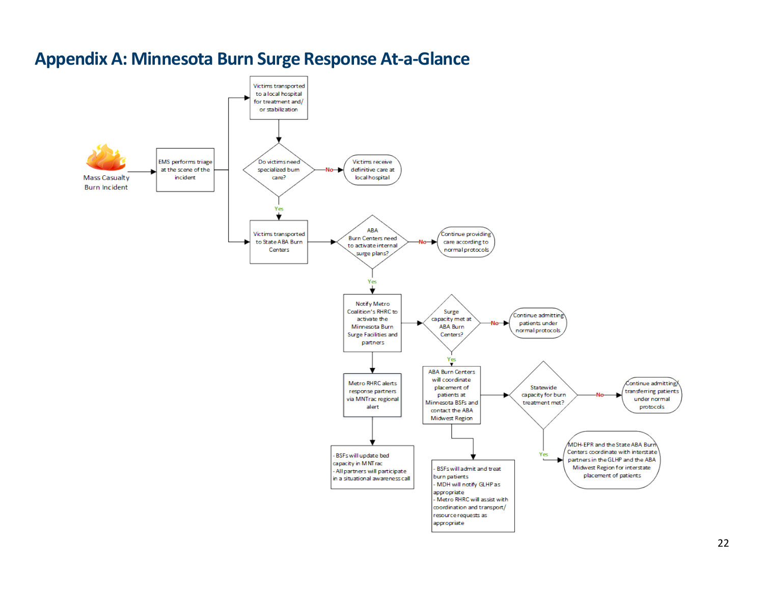# Appendix A: Minnesota Burn Surge Response At-a-Glance

Mass Casualty Burn Incident

EMS performs triage at the scene of the incident

Victims transported to a local hospital for treatment and/ or stabilization

Do victims need specialized burn care?

No

Victims receive definitive care at local hospital

Yes

Victims transported to State ABA Burn Centers

ABA Burn Centers need to activate internal surge plans?

No

Continue providing care according to normal protocols

Yes

Notify Metro Coalition's RHRC to activate the Minnesota Burn Surge Facilities and partners

Surge capacity met at ABA Burn Centers?

No

Continue admitting patients under normal protocols

Yes

ABA Burn Centers will coordinate placement of patients at Minnesota BSFs and contact the ABA Midwest Region

Statewide capacity for burn treatment met?

No

Continue admitting/ transferring patients under normal protocols

Yes

MDH-EPR and the State ABA Burn Centers coordinate with interstate partners in the GLHP and the ABA Midwest Region for interstate placement of patients

Metro RHRC alerts response partners via MNTrac regional alert

- BSFs will update bed capacity in MNTrac
- All partners will participate in a situational awareness call

- BSFs will admit and treat burn patients
- MDH will notify GLHP as appropriate
- Metro RHRC will assist with coordination and transport/ resource requests as appropriate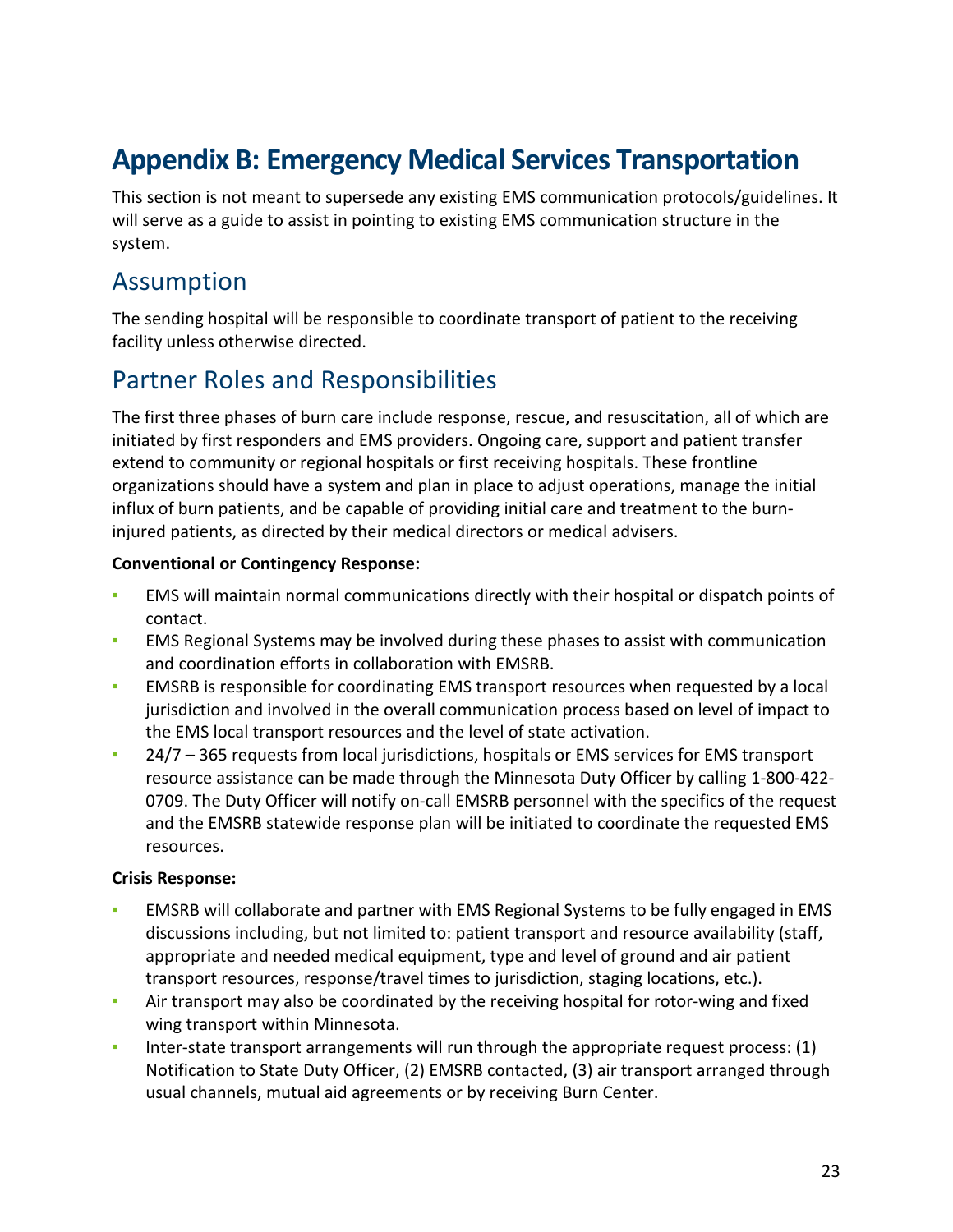# Appendix B: Emergency Medical Services Transportation

This section is not meant to supersede any existing EMS communication protocols/guidelines. It will serve as a guide to assist in pointing to existing EMS communication structure in the system.

## Assumption

The sending hospital will be responsible to coordinate transport of patient to the receiving facility unless otherwise directed.

## Partner Roles and Responsibilities

The first three phases of burn care include response, rescue, and resuscitation, all of which are initiated by first responders and EMS providers. Ongoing care, support and patient transfer extend to community or regional hospitals or first receiving hospitals. These frontline organizations should have a system and plan in place to adjust operations, manage the initial influx of burn patients, and be capable of providing initial care and treatment to the burn-injured patients, as directed by their medical directors or medical advisers.

**Conventional or Contingency Response:**

- EMS will maintain normal communications directly with their hospital or dispatch points of contact.
- EMS Regional Systems may be involved during these phases to assist with communication and coordination efforts in collaboration with EMSRB.
- EMSRB is responsible for coordinating EMS transport resources when requested by a local jurisdiction and involved in the overall communication process based on level of impact to the EMS local transport resources and the level of state activation.
- 24/7 – 365 requests from local jurisdictions, hospitals or EMS services for EMS transport resource assistance can be made through the Minnesota Duty Officer by calling 1-800-422-0709. The Duty Officer will notify on-call EMSRB personnel with the specifics of the request and the EMSRB statewide response plan will be initiated to coordinate the requested EMS resources.

**Crisis Response:**

- EMSRB will collaborate and partner with EMS Regional Systems to be fully engaged in EMS discussions including, but not limited to: patient transport and resource availability (staff, appropriate and needed medical equipment, type and level of ground and air patient transport resources, response/travel times to jurisdiction, staging locations, etc.).
- Air transport may also be coordinated by the receiving hospital for rotor-wing and fixed wing transport within Minnesota.
- Inter-state transport arrangements will run through the appropriate request process: (1) Notification to State Duty Officer, (2) EMSRB contacted, (3) air transport arranged through usual channels, mutual aid agreements or by receiving Burn Center.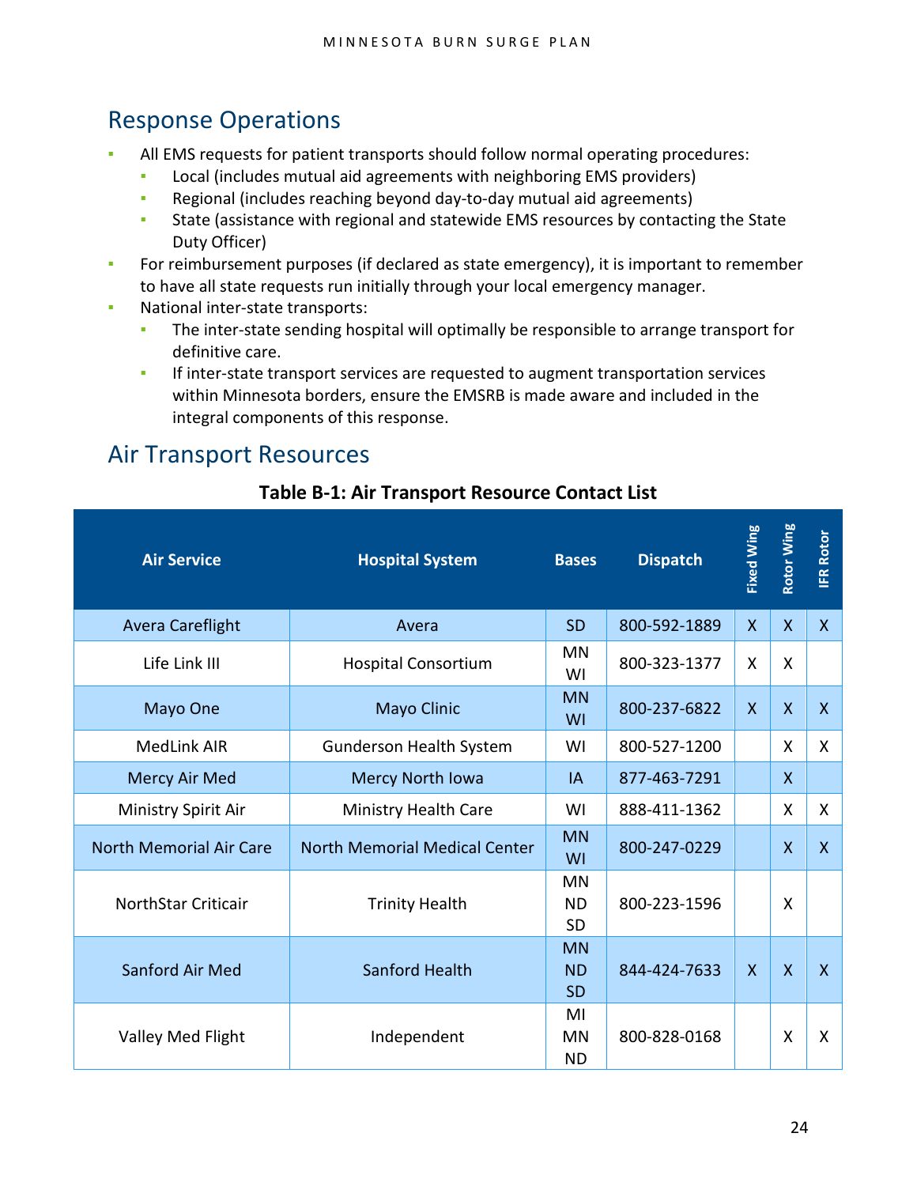## Response Operations

- All EMS requests for patient transports should follow normal operating procedures:
  - Local (includes mutual aid agreements with neighboring EMS providers)
  - Regional (includes reaching beyond day-to-day mutual aid agreements)
  - State (assistance with regional and statewide EMS resources by contacting the State Duty Officer)
- For reimbursement purposes (if declared as state emergency), it is important to remember to have all state requests run initially through your local emergency manager.
- National inter-state transports:
  - The inter-state sending hospital will optimally be responsible to arrange transport for definitive care.
  - If inter-state transport services are requested to augment transportation services within Minnesota borders, ensure the EMSRB is made aware and included in the integral components of this response.

## Air Transport Resources

**Table B-1: Air Transport Resource Contact List**

| Air Service | Hospital System | Bases | Dispatch | Fixed Wing | Rotor Wing | IFR Rotor |
|---|---|---|---|---|---|---|
| Avera Careflight | Avera | SD | 800-592-1889 | X | X | X |
| Life Link III | Hospital Consortium | MN WI | 800-323-1377 | X | X | |
| Mayo One | Mayo Clinic | MN WI | 800-237-6822 | X | X | X |
| MedLink AIR | Gunderson Health System | WI | 800-527-1200 | | X | X |
| Mercy Air Med | Mercy North Iowa | IA | 877-463-7291 | | X | |
| Ministry Spirit Air | Ministry Health Care | WI | 888-411-1362 | | X | X |
| North Memorial Air Care | North Memorial Medical Center | MN WI | 800-247-0229 | | X | X |
| NorthStar Criticair | Trinity Health | MN ND SD | 800-223-1596 | | X | |
| Sanford Air Med | Sanford Health | MN ND SD | 844-424-7633 | X | X | X |
| Valley Med Flight | Independent | MI MN ND | 800-828-0168 | | X | X |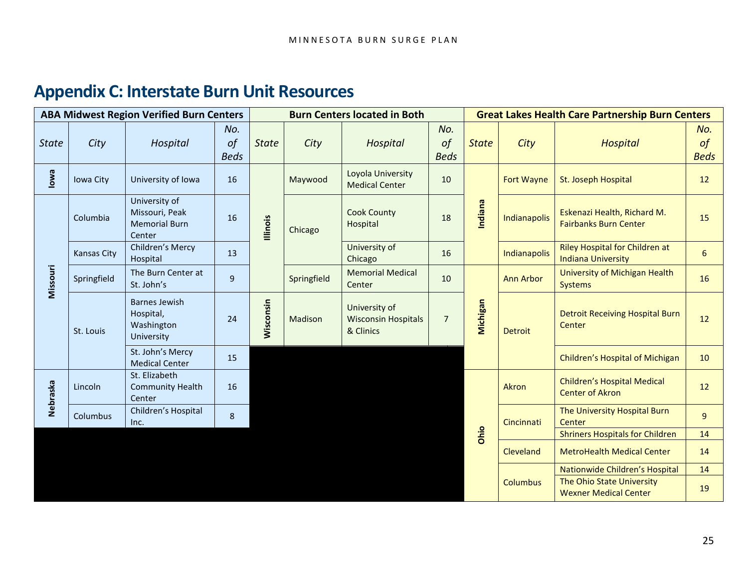# Appendix C: Interstate Burn Unit Resources

| ABA Midwest Region Verified Burn Centers | | | | Burn Centers located in Both | | | | Great Lakes Health Care Partnership Burn Centers | | | |
|---|---|---|---|---|---|---|---|---|---|---|---|
| *State* | *City* | *Hospital* | *No. of Beds* | *State* | *City* | *Hospital* | *No. of Beds* | *State* | *City* | *Hospital* | *No. of Beds* |
| **Iowa** | Iowa City | University of Iowa | 16 | **Illinois** | Maywood | Loyola University Medical Center | 10 | **Indiana** | Fort Wayne | St. Joseph Hospital | 12 |
| **Missouri** | Columbia | University of Missouri, Peak Memorial Burn Center | 16 | | Chicago | Cook County Hospital | 18 | | Indianapolis | Eskenazi Health, Richard M. Fairbanks Burn Center | 15 |
| | Kansas City | Children's Mercy Hospital | 13 | | | University of Chicago | 16 | | Indianapolis | Riley Hospital for Children at Indiana University | 6 |
| | Springfield | The Burn Center at St. John's | 9 | | Springfield | Memorial Medical Center | 10 | **Michigan** | Ann Arbor | University of Michigan Health Systems | 16 |
| | St. Louis | Barnes Jewish Hospital, Washington University | 24 | **Wisconsin** | Madison | University of Wisconsin Hospitals & Clinics | 7 | | Detroit | Detroit Receiving Hospital Burn Center | 12 |
| | | St. John's Mercy Medical Center | 15 | | | | | | | Children's Hospital of Michigan | 10 |
| **Nebraska** | Lincoln | St. Elizabeth Community Health Center | 16 | | | | | **Ohio** | Akron | Children's Hospital Medical Center of Akron | 12 |
| | Columbus | Children's Hospital Inc. | 8 | | | | | | Cincinnati | The University Hospital Burn Center | 9 |
| | | | | | | | | | | Shriners Hospitals for Children | 14 |
| | | | | | | | | | Cleveland | MetroHealth Medical Center | 14 |
| | | | | | | | | | Columbus | Nationwide Children's Hospital | 14 |
| | | | | | | | | | | The Ohio State University Wexner Medical Center | 19 |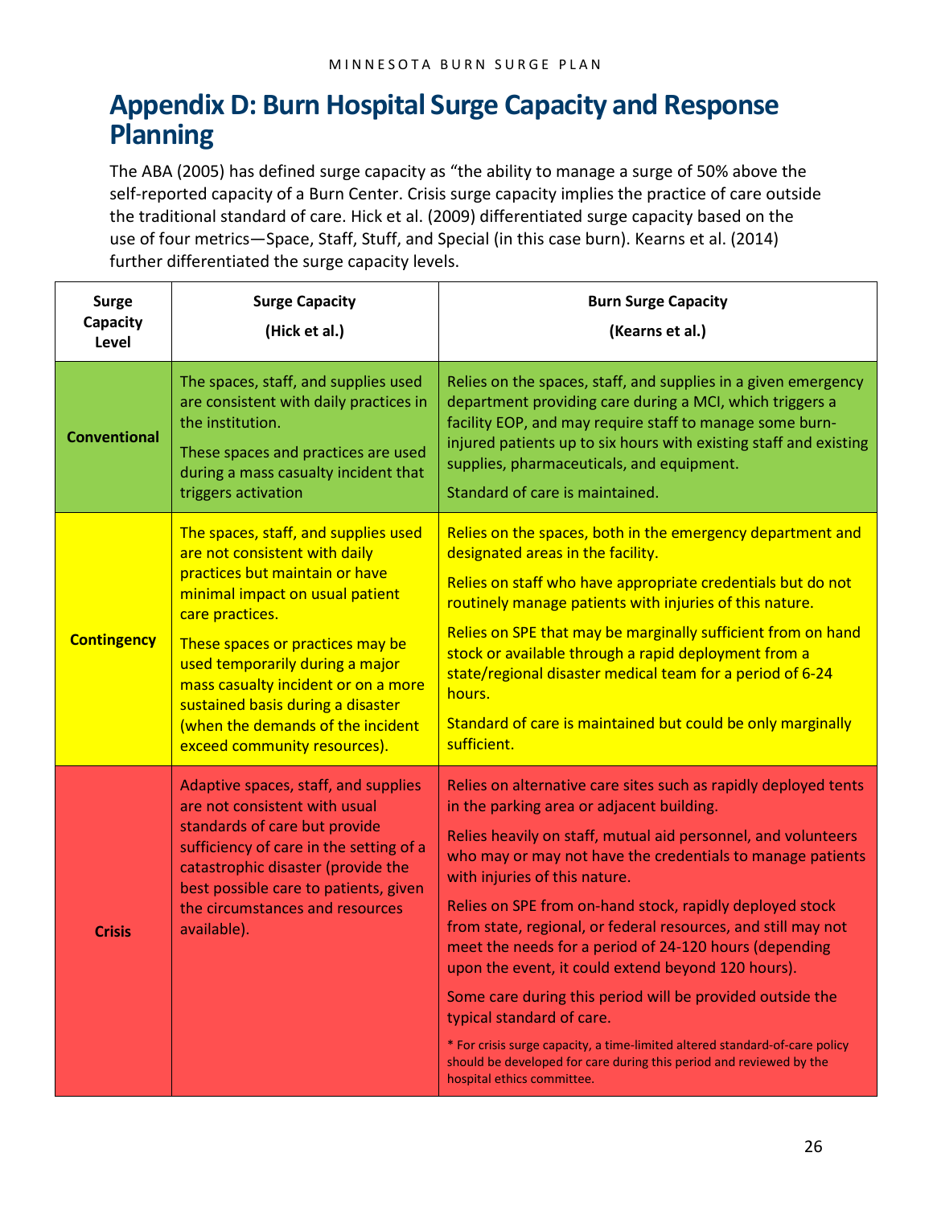# Appendix D: Burn Hospital Surge Capacity and Response Planning

The ABA (2005) has defined surge capacity as "the ability to manage a surge of 50% above the self-reported capacity of a Burn Center. Crisis surge capacity implies the practice of care outside the traditional standard of care. Hick et al. (2009) differentiated surge capacity based on the use of four metrics—Space, Staff, Stuff, and Special (in this case burn). Kearns et al. (2014) further differentiated the surge capacity levels.

| Surge Capacity Level | Surge Capacity (Hick et al.) | Burn Surge Capacity (Kearns et al.) |
|---|---|---|
| **Conventional** | The spaces, staff, and supplies used are consistent with daily practices in the institution.<br>These spaces and practices are used during a mass casualty incident that triggers activation | Relies on the spaces, staff, and supplies in a given emergency department providing care during a MCI, which triggers a facility EOP, and may require staff to manage some burn-injured patients up to six hours with existing staff and existing supplies, pharmaceuticals, and equipment.<br>Standard of care is maintained. |
| **Contingency** | The spaces, staff, and supplies used are not consistent with daily practices but maintain or have minimal impact on usual patient care practices.<br>These spaces or practices may be used temporarily during a major mass casualty incident or on a more sustained basis during a disaster (when the demands of the incident exceed community resources). | Relies on the spaces, both in the emergency department and designated areas in the facility.<br>Relies on staff who have appropriate credentials but do not routinely manage patients with injuries of this nature.<br>Relies on SPE that may be marginally sufficient from on hand stock or available through a rapid deployment from a state/regional disaster medical team for a period of 6-24 hours.<br>Standard of care is maintained but could be only marginally sufficient. |
| **Crisis** | Adaptive spaces, staff, and supplies are not consistent with usual standards of care but provide sufficiency of care in the setting of a catastrophic disaster (provide the best possible care to patients, given the circumstances and resources available). | Relies on alternative care sites such as rapidly deployed tents in the parking area or adjacent building.<br>Relies heavily on staff, mutual aid personnel, and volunteers who may or may not have the credentials to manage patients with injuries of this nature.<br>Relies on SPE from on-hand stock, rapidly deployed stock from state, regional, or federal resources, and still may not meet the needs for a period of 24-120 hours (depending upon the event, it could extend beyond 120 hours).<br>Some care during this period will be provided outside the typical standard of care.<br>* For crisis surge capacity, a time-limited altered standard-of-care policy should be developed for care during this period and reviewed by the hospital ethics committee. |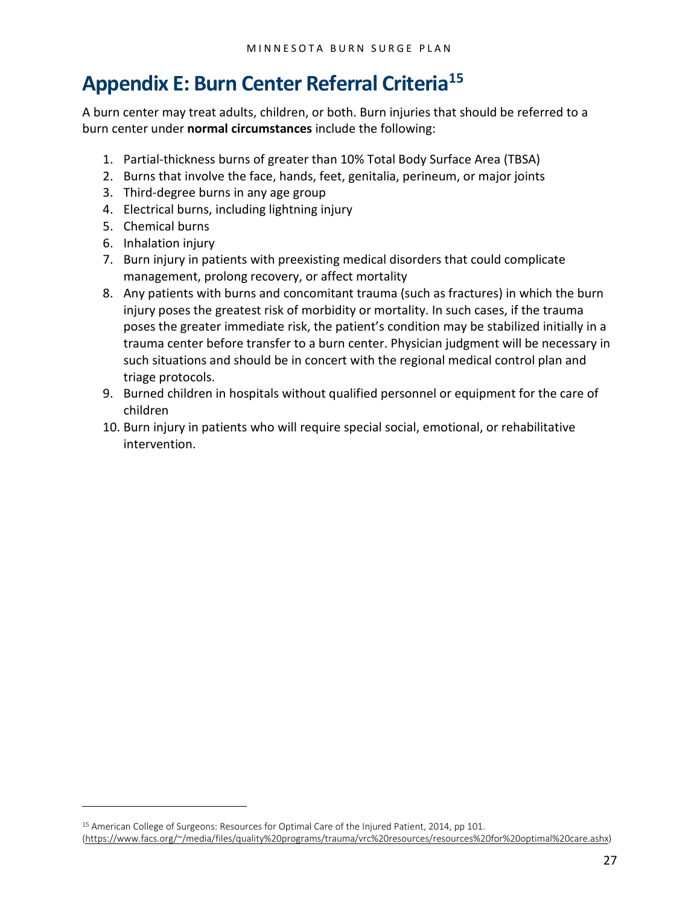# Appendix E: Burn Center Referral Criteria[15]

A burn center may treat adults, children, or both. Burn injuries that should be referred to a burn center under **normal circumstances** include the following:

1. Partial-thickness burns of greater than 10% Total Body Surface Area (TBSA)
2. Burns that involve the face, hands, feet, genitalia, perineum, or major joints
3. Third-degree burns in any age group
4. Electrical burns, including lightning injury
5. Chemical burns
6. Inhalation injury
7. Burn injury in patients with preexisting medical disorders that could complicate management, prolong recovery, or affect mortality
8. Any patients with burns and concomitant trauma (such as fractures) in which the burn injury poses the greatest risk of morbidity or mortality. In such cases, if the trauma poses the greater immediate risk, the patient's condition may be stabilized initially in a trauma center before transfer to a burn center. Physician judgment will be necessary in such situations and should be in concert with the regional medical control plan and triage protocols.
9. Burned children in hospitals without qualified personnel or equipment for the care of children
10. Burn injury in patients who will require special social, emotional, or rehabilitative intervention.

[15] American College of Surgeons: Resources for Optimal Care of the Injured Patient, 2014, pp 101. (https://www.facs.org/~/media/files/quality%20programs/trauma/vrc%20resources/resources%20for%20optimal%20care.ashx)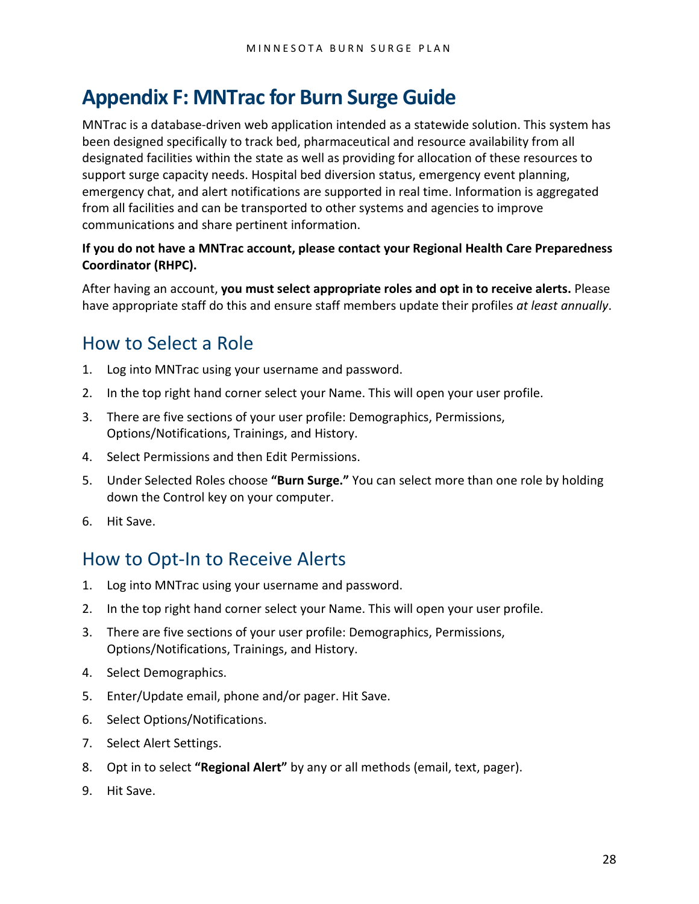# Appendix F: MNTrac for Burn Surge Guide

MNTrac is a database-driven web application intended as a statewide solution. This system has been designed specifically to track bed, pharmaceutical and resource availability from all designated facilities within the state as well as providing for allocation of these resources to support surge capacity needs. Hospital bed diversion status, emergency event planning, emergency chat, and alert notifications are supported in real time. Information is aggregated from all facilities and can be transported to other systems and agencies to improve communications and share pertinent information.

**If you do not have a MNTrac account, please contact your Regional Health Care Preparedness Coordinator (RHPC).**

After having an account, **you must select appropriate roles and opt in to receive alerts.** Please have appropriate staff do this and ensure staff members update their profiles *at least annually*.

## How to Select a Role

1. Log into MNTrac using your username and password.
2. In the top right hand corner select your Name. This will open your user profile.
3. There are five sections of your user profile: Demographics, Permissions, Options/Notifications, Trainings, and History.
4. Select Permissions and then Edit Permissions.
5. Under Selected Roles choose **"Burn Surge."** You can select more than one role by holding down the Control key on your computer.
6. Hit Save.

## How to Opt-In to Receive Alerts

1. Log into MNTrac using your username and password.
2. In the top right hand corner select your Name. This will open your user profile.
3. There are five sections of your user profile: Demographics, Permissions, Options/Notifications, Trainings, and History.
4. Select Demographics.
5. Enter/Update email, phone and/or pager. Hit Save.
6. Select Options/Notifications.
7. Select Alert Settings.
8. Opt in to select **"Regional Alert"** by any or all methods (email, text, pager).
9. Hit Save.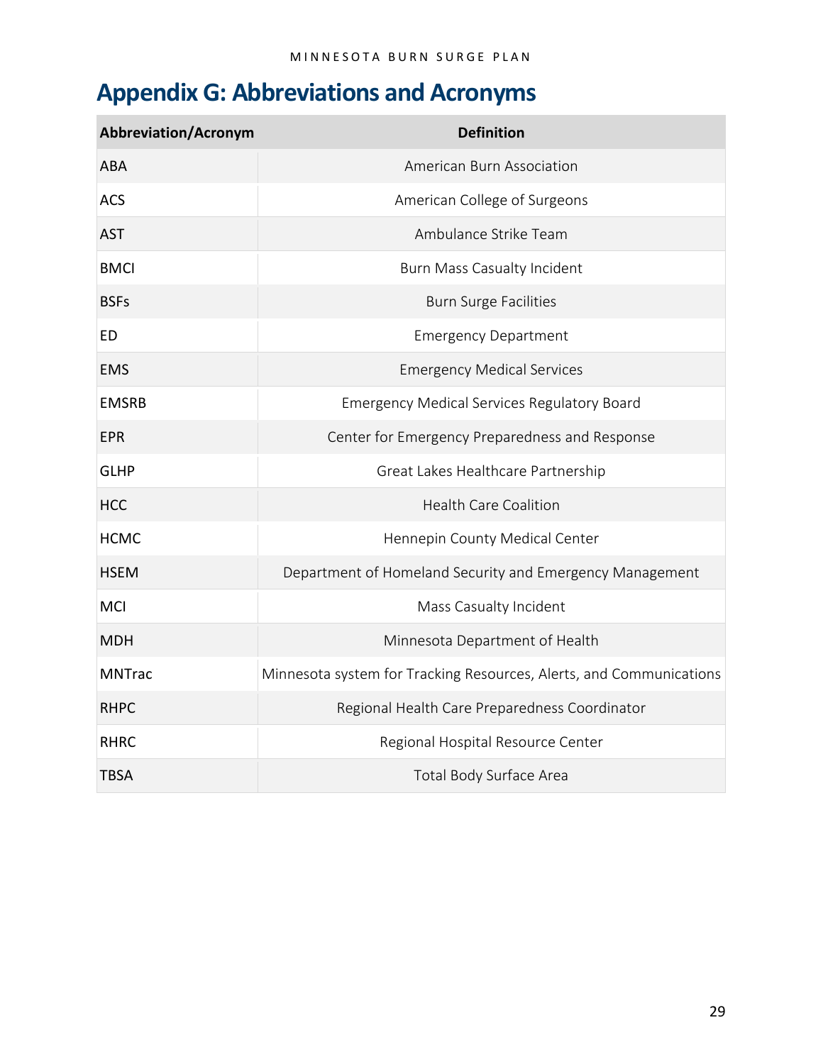# Appendix G: Abbreviations and Acronyms

| Abbreviation/Acronym | Definition |
|---|---|
| ABA | American Burn Association |
| ACS | American College of Surgeons |
| AST | Ambulance Strike Team |
| BMCI | Burn Mass Casualty Incident |
| BSFs | Burn Surge Facilities |
| ED | Emergency Department |
| EMS | Emergency Medical Services |
| EMSRB | Emergency Medical Services Regulatory Board |
| EPR | Center for Emergency Preparedness and Response |
| GLHP | Great Lakes Healthcare Partnership |
| HCC | Health Care Coalition |
| HCMC | Hennepin County Medical Center |
| HSEM | Department of Homeland Security and Emergency Management |
| MCI | Mass Casualty Incident |
| MDH | Minnesota Department of Health |
| MNTrac | Minnesota system for Tracking Resources, Alerts, and Communications |
| RHPC | Regional Health Care Preparedness Coordinator |
| RHRC | Regional Hospital Resource Center |
| TBSA | Total Body Surface Area |